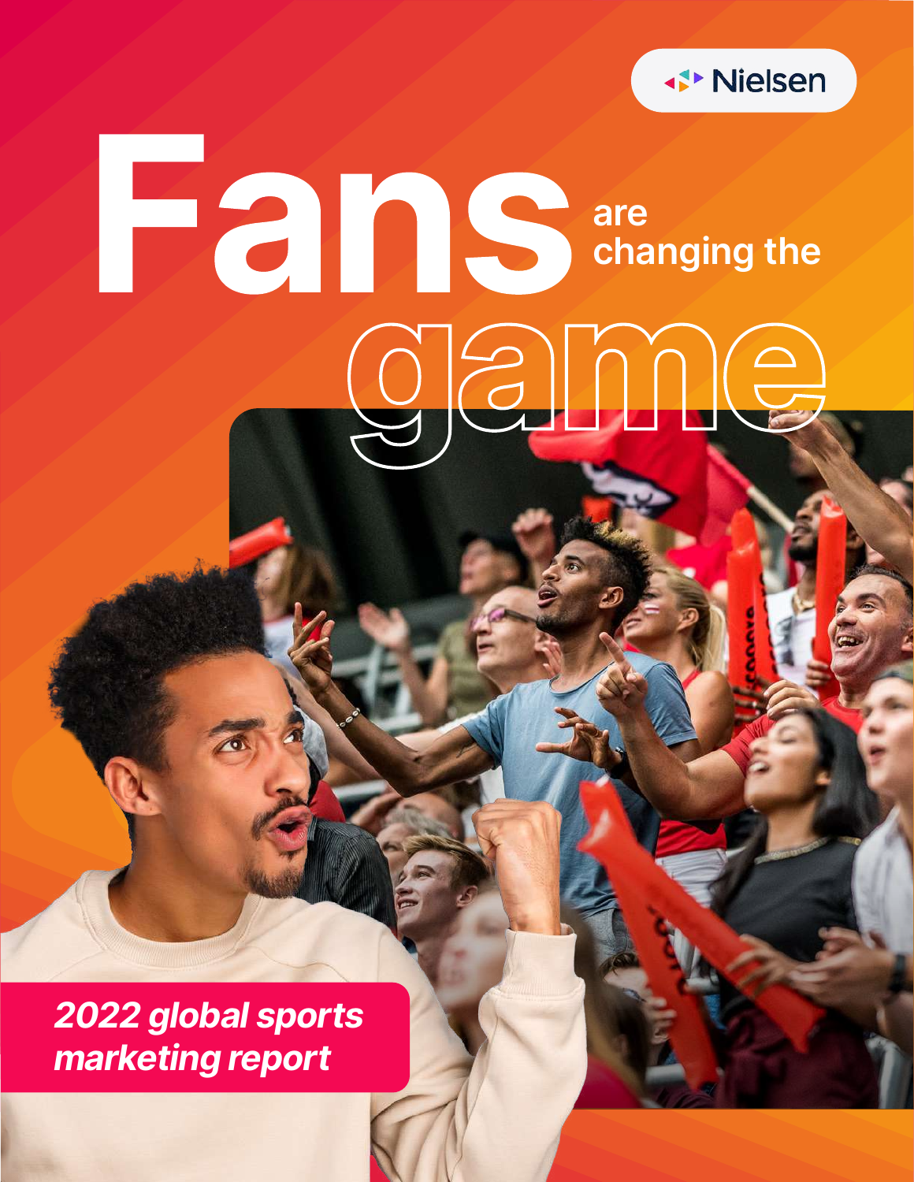Nielsen

# Fans are changing the game

*2022 global sports marketing report*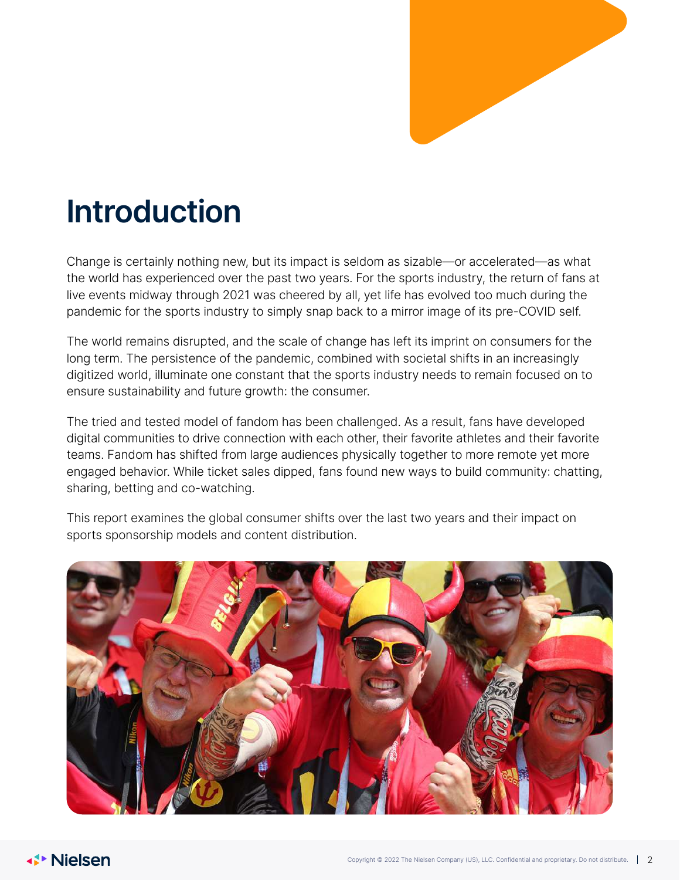# Introduction

Change is certainly nothing new, but its impact is seldom as sizable—or accelerated—as what the world has experienced over the past two years. For the sports industry, the return of fans at live events midway through 2021 was cheered by all, yet life has evolved too much during the pandemic for the sports industry to simply snap back to a mirror image of its pre-COVID self.

The world remains disrupted, and the scale of change has left its imprint on consumers for the long term. The persistence of the pandemic, combined with societal shifts in an increasingly digitized world, illuminate one constant that the sports industry needs to remain focused on to ensure sustainability and future growth: the consumer.

The tried and tested model of fandom has been challenged. As a result, fans have developed digital communities to drive connection with each other, their favorite athletes and their favorite teams. Fandom has shifted from large audiences physically together to more remote yet more engaged behavior. While ticket sales dipped, fans found new ways to build community: chatting, sharing, betting and co-watching.

This report examines the global consumer shifts over the last two years and their impact on sports sponsorship models and content distribution.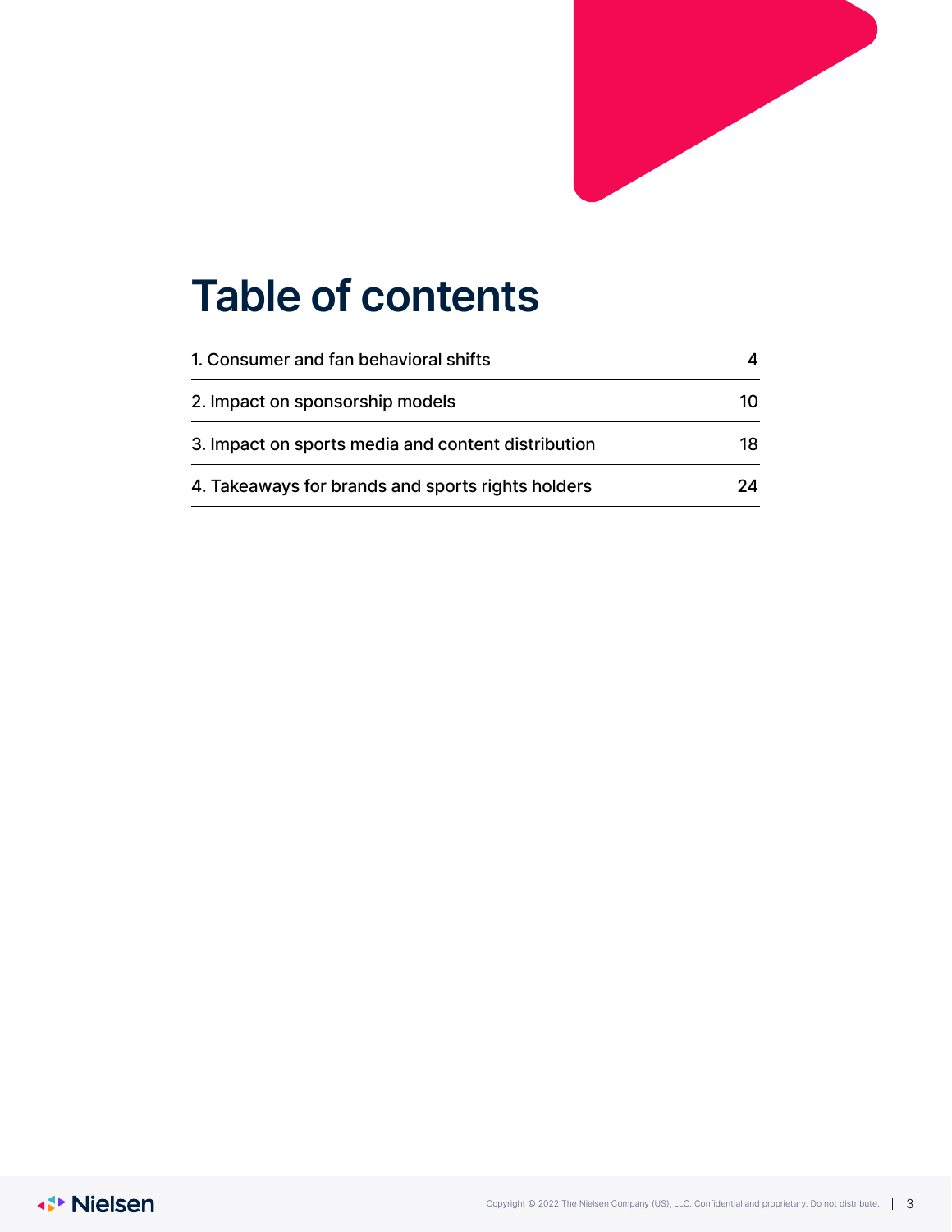# Table of contents

| | |
|---|---|
| 1. Consumer and fan behavioral shifts | 4 |
| 2. Impact on sponsorship models | 10 |
| 3. Impact on sports media and content distribution | 18 |
| 4. Takeaways for brands and sports rights holders | 24 |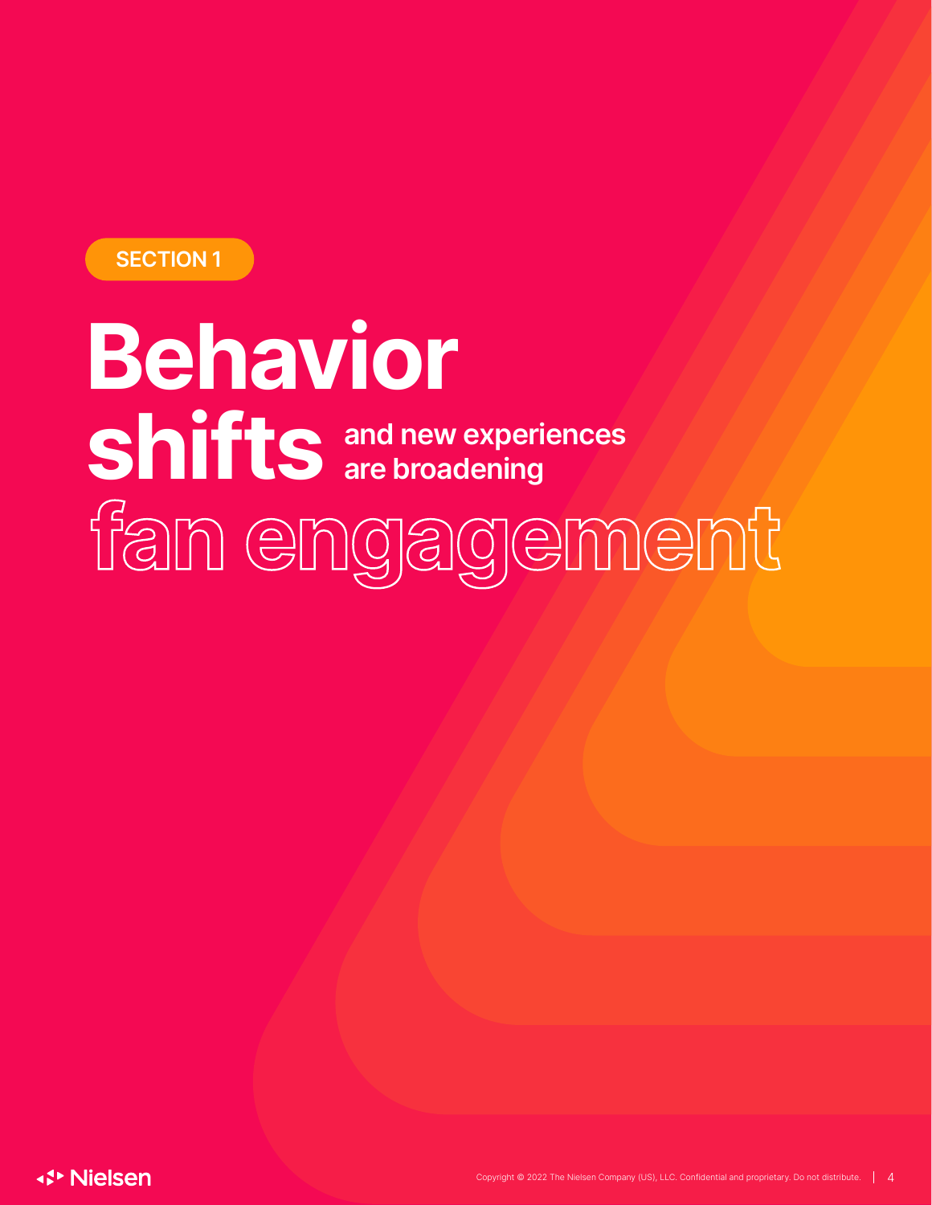SECTION 1

# Behavior shifts and new experiences are broadening fan engagement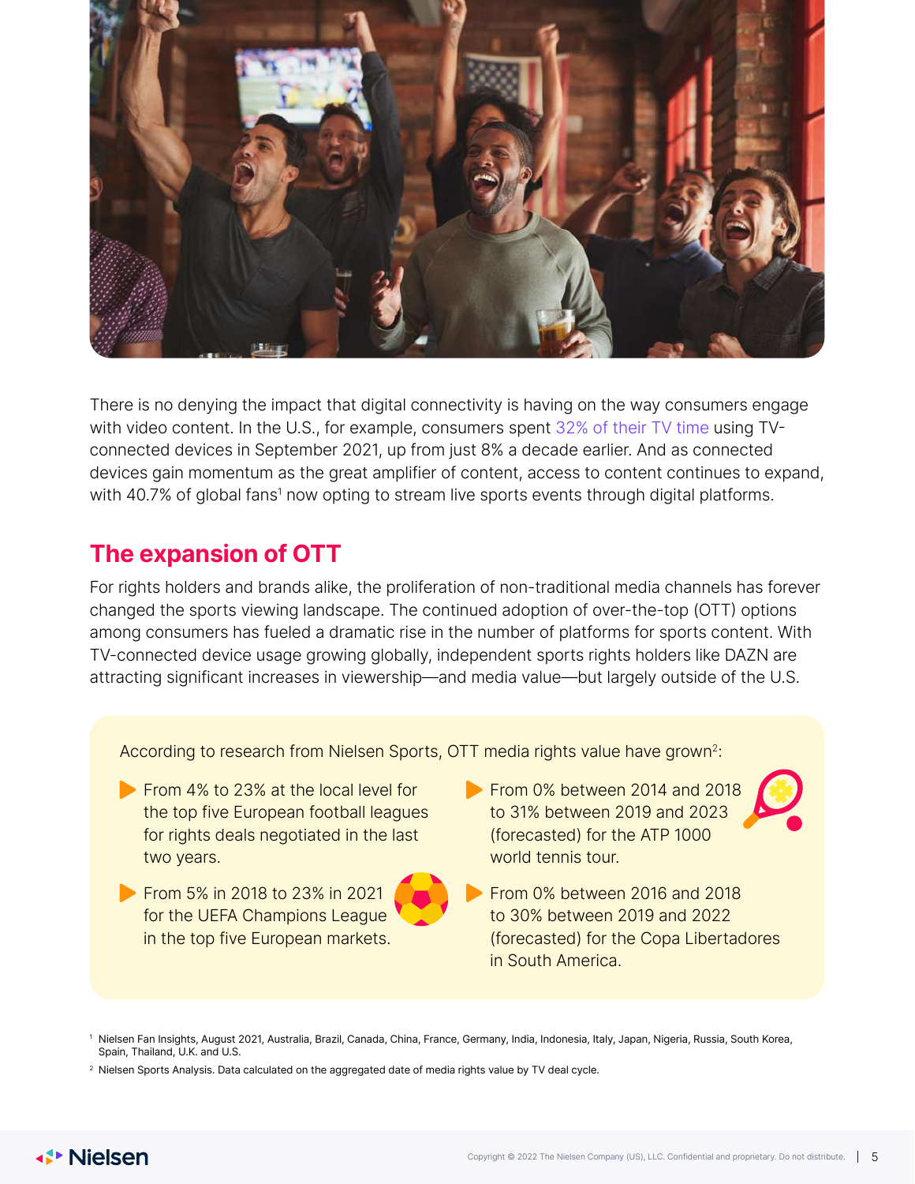There is no denying the impact that digital connectivity is having on the way consumers engage with video content. In the U.S., for example, consumers spent 32% of their TV time using TV-connected devices in September 2021, up from just 8% a decade earlier. And as connected devices gain momentum as the great amplifier of content, access to content continues to expand, with 40.7% of global fans[1] now opting to stream live sports events through digital platforms.

## The expansion of OTT

For rights holders and brands alike, the proliferation of non-traditional media channels has forever changed the sports viewing landscape. The continued adoption of over-the-top (OTT) options among consumers has fueled a dramatic rise in the number of platforms for sports content. With TV-connected device usage growing globally, independent sports rights holders like DAZN are attracting significant increases in viewership—and media value—but largely outside of the U.S.

According to research from Nielsen Sports, OTT media rights value have grown[2]:

- From 4% to 23% at the local level for the top five European football leagues for rights deals negotiated in the last two years.
- From 5% in 2018 to 23% in 2021 for the UEFA Champions League in the top five European markets.
- From 0% between 2014 and 2018 to 31% between 2019 and 2023 (forecasted) for the ATP 1000 world tennis tour.
- From 0% between 2016 and 2018 to 30% between 2019 and 2022 (forecasted) for the Copa Libertadores in South America.

[1] Nielsen Fan Insights, August 2021, Australia, Brazil, Canada, China, France, Germany, India, Indonesia, Italy, Japan, Nigeria, Russia, South Korea, Spain, Thailand, U.K. and U.S.

[2] Nielsen Sports Analysis. Data calculated on the aggregated date of media rights value by TV deal cycle.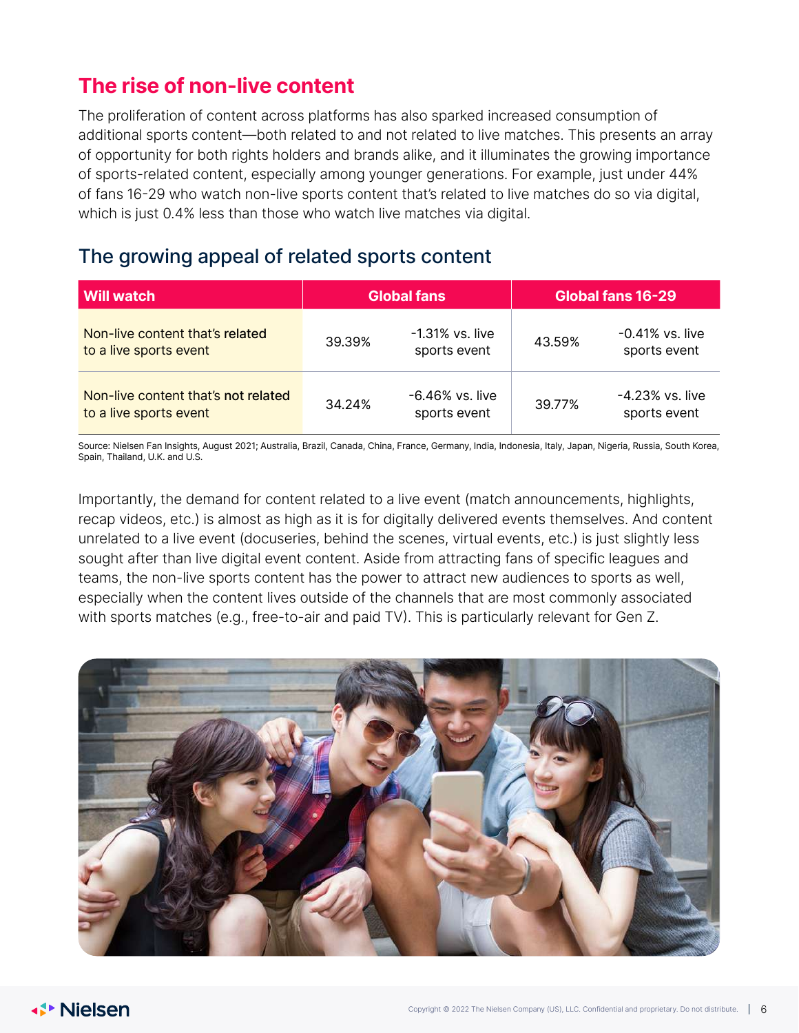## The rise of non-live content

The proliferation of content across platforms has also sparked increased consumption of additional sports content—both related to and not related to live matches. This presents an array of opportunity for both rights holders and brands alike, and it illuminates the growing importance of sports-related content, especially among younger generations. For example, just under 44% of fans 16-29 who watch non-live sports content that's related to live matches do so via digital, which is just 0.4% less than those who watch live matches via digital.

### The growing appeal of related sports content

| Will watch | Global fans | | Global fans 16-29 | |
|---|---|---|---|---|
| Non-live content that's **related** to a live sports event | 39.39% | -1.31% vs. live sports event | 43.59% | -0.41% vs. live sports event |
| Non-live content that's **not related** to a live sports event | 34.24% | -6.46% vs. live sports event | 39.77% | -4.23% vs. live sports event |

Source: Nielsen Fan Insights, August 2021; Australia, Brazil, Canada, China, France, Germany, India, Indonesia, Italy, Japan, Nigeria, Russia, South Korea, Spain, Thailand, U.K. and U.S.

Importantly, the demand for content related to a live event (match announcements, highlights, recap videos, etc.) is almost as high as it is for digitally delivered events themselves. And content unrelated to a live event (docuseries, behind the scenes, virtual events, etc.) is just slightly less sought after than live digital event content. Aside from attracting fans of specific leagues and teams, the non-live sports content has the power to attract new audiences to sports as well, especially when the content lives outside of the channels that are most commonly associated with sports matches (e.g., free-to-air and paid TV). This is particularly relevant for Gen Z.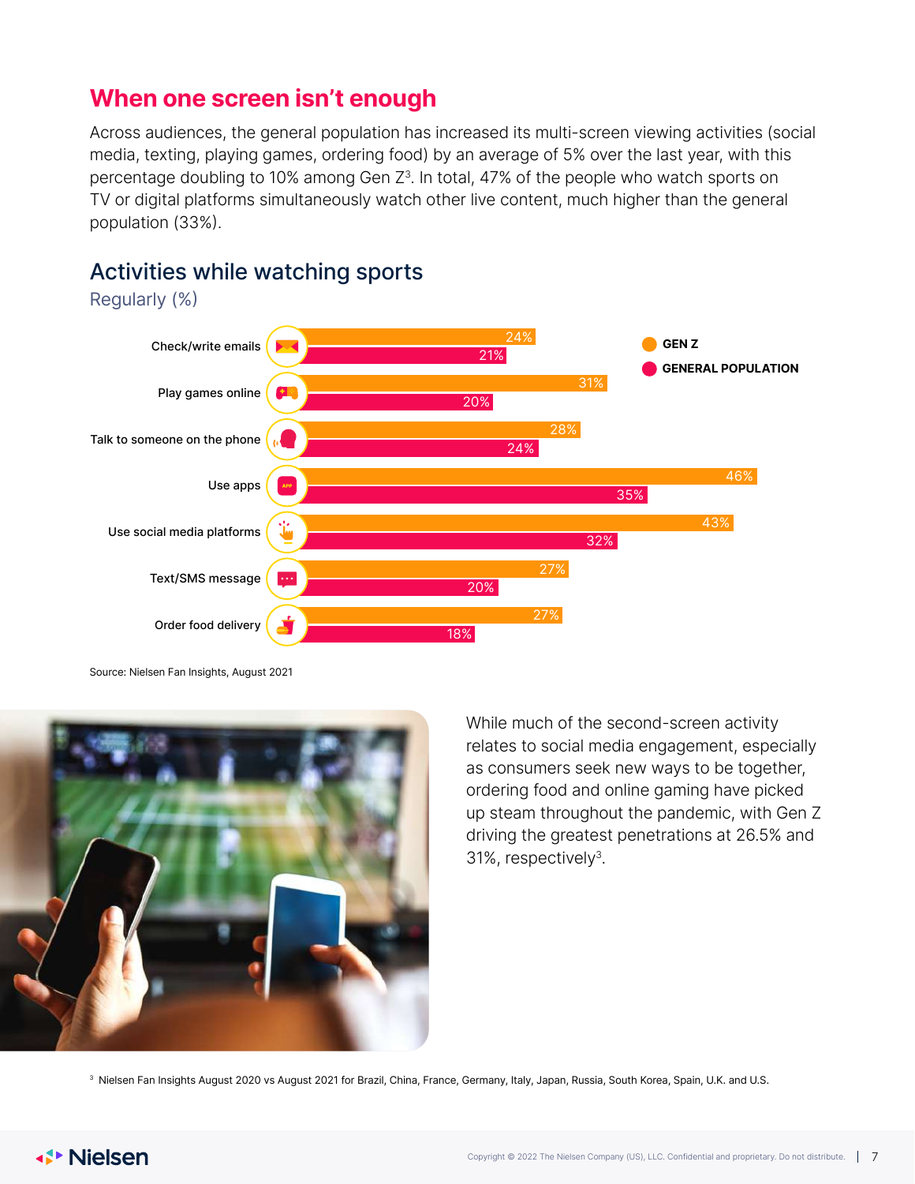## When one screen isn't enough

Across audiences, the general population has increased its multi-screen viewing activities (social media, texting, playing games, ordering food) by an average of 5% over the last year, with this percentage doubling to 10% among Gen Z[3]. In total, 47% of the people who watch sports on TV or digital platforms simultaneously watch other live content, much higher than the general population (33%).

### Activities while watching sports

Regularly (%)

| Activity | Gen Z | General population |
|---|---|---|
| Check/write emails | 24% | 21% |
| Play games online | 31% | 20% |
| Talk to someone on the phone | 28% | 24% |
| Use apps | 46% | 35% |
| Use social media platforms | 43% | 32% |
| Text/SMS message | 27% | 20% |
| Order food delivery | 27% | 18% |

Source: Nielsen Fan Insights, August 2021

While much of the second-screen activity relates to social media engagement, especially as consumers seek new ways to be together, ordering food and online gaming have picked up steam throughout the pandemic, with Gen Z driving the greatest penetrations at 26.5% and 31%, respectively[3].

[3] Nielsen Fan Insights August 2020 vs August 2021 for Brazil, China, France, Germany, Italy, Japan, Russia, South Korea, Spain, U.K. and U.S.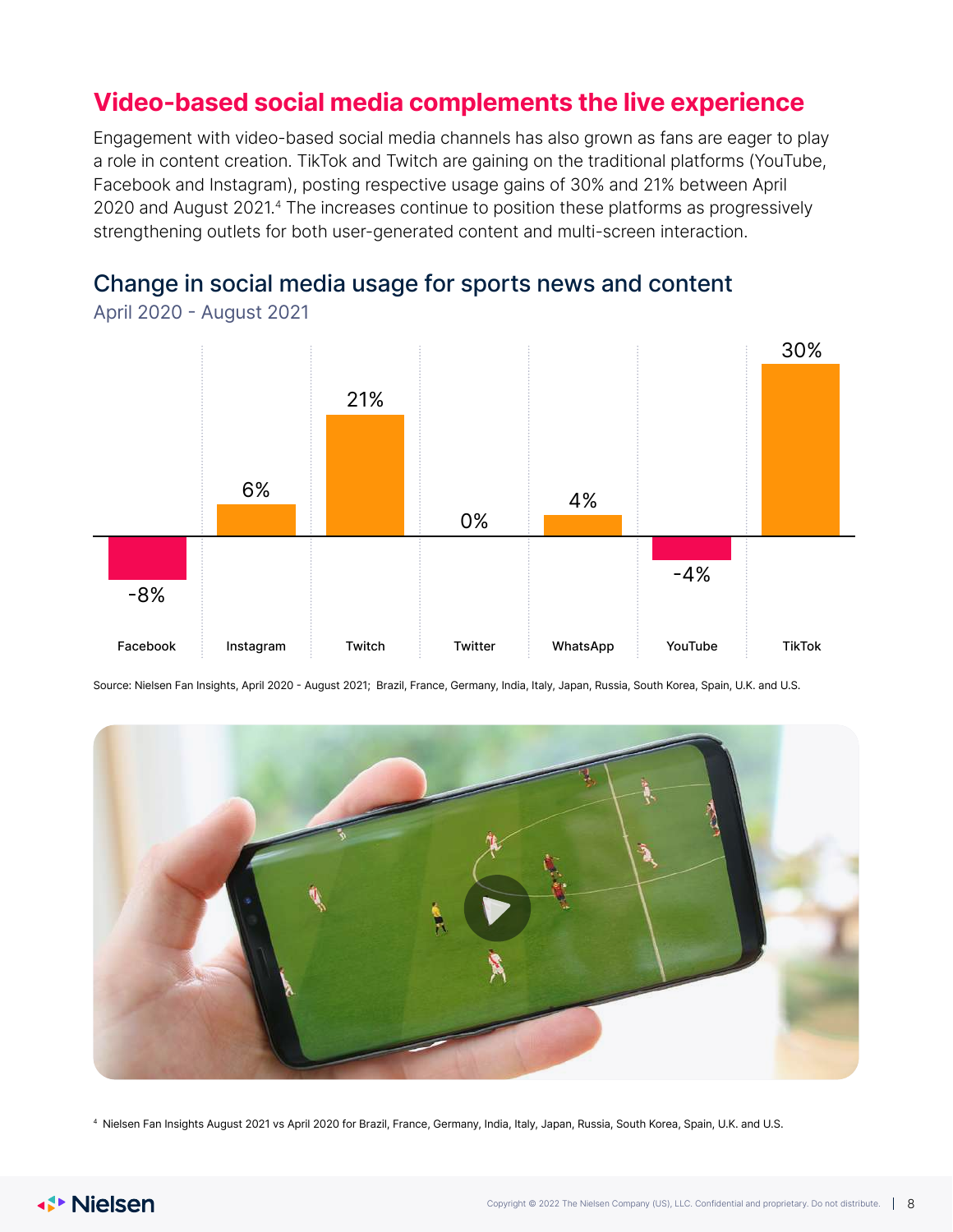## Video-based social media complements the live experience

Engagement with video-based social media channels has also grown as fans are eager to play a role in content creation. TikTok and Twitch are gaining on the traditional platforms (YouTube, Facebook and Instagram), posting respective usage gains of 30% and 21% between April 2020 and August 2021.[4] The increases continue to position these platforms as progressively strengthening outlets for both user-generated content and multi-screen interaction.

### Change in social media usage for sports news and content

April 2020 - August 2021

| Platform | Change |
|---|---|
| Facebook | -8% |
| Instagram | 6% |
| Twitch | 21% |
| Twitter | 0% |
| WhatsApp | 4% |
| YouTube | -4% |
| TikTok | 30% |

Source: Nielsen Fan Insights, April 2020 - August 2021; Brazil, France, Germany, India, Italy, Japan, Russia, South Korea, Spain, U.K. and U.S.

[4] Nielsen Fan Insights August 2021 vs April 2020 for Brazil, France, Germany, India, Italy, Japan, Russia, South Korea, Spain, U.K. and U.S.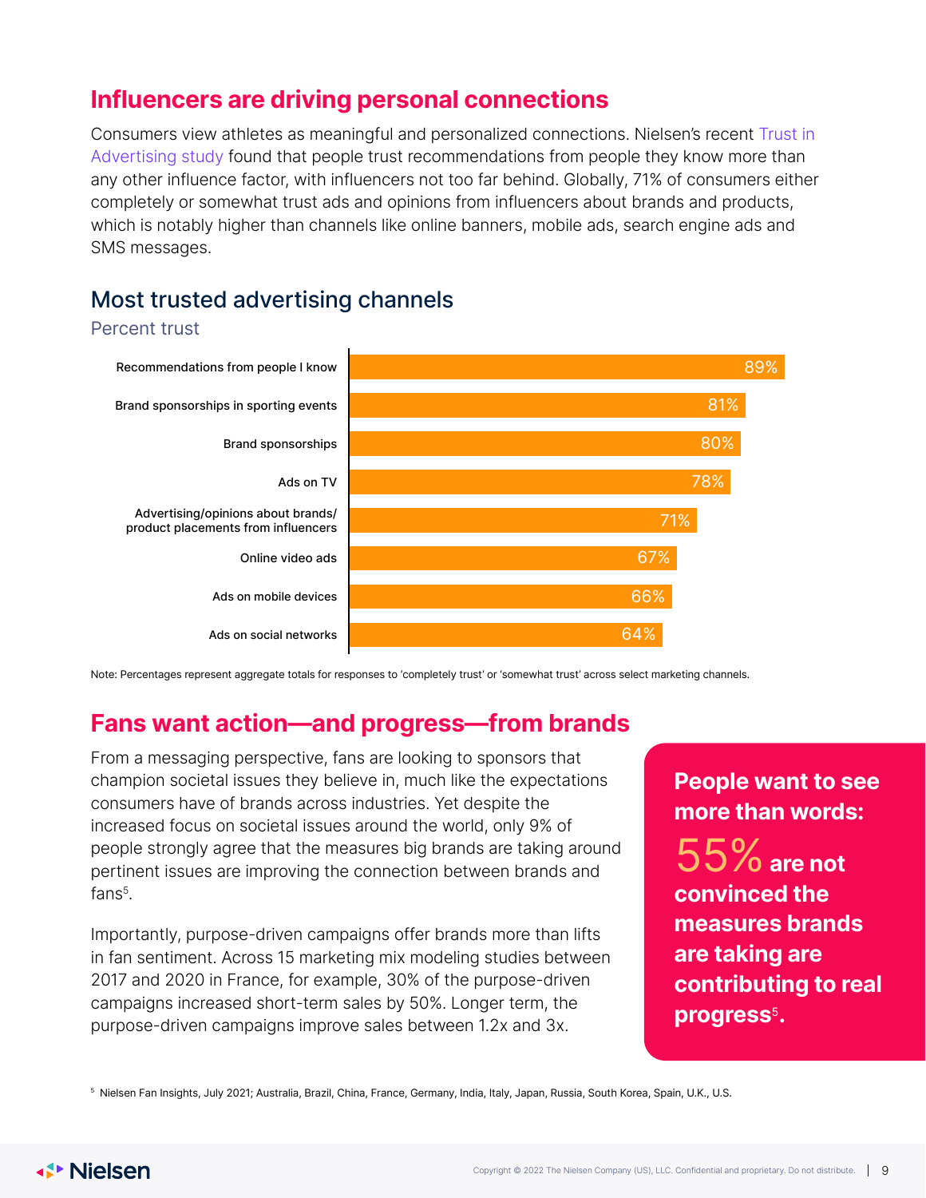## Influencers are driving personal connections

Consumers view athletes as meaningful and personalized connections. Nielsen's recent Trust in Advertising study found that people trust recommendations from people they know more than any other influence factor, with influencers not too far behind. Globally, 71% of consumers either completely or somewhat trust ads and opinions from influencers about brands and products, which is notably higher than channels like online banners, mobile ads, search engine ads and SMS messages.

### Most trusted advertising channels

Percent trust

| Channel | Percent trust |
| --- | --- |
| Recommendations from people I know | 89% |
| Brand sponsorships in sporting events | 81% |
| Brand sponsorships | 80% |
| Ads on TV | 78% |
| Advertising/opinions about brands/ product placements from influencers | 71% |
| Online video ads | 67% |
| Ads on mobile devices | 66% |
| Ads on social networks | 64% |

Note: Percentages represent aggregate totals for responses to 'completely trust' or 'somewhat trust' across select marketing channels.

## Fans want action—and progress—from brands

From a messaging perspective, fans are looking to sponsors that champion societal issues they believe in, much like the expectations consumers have of brands across industries. Yet despite the increased focus on societal issues around the world, only 9% of people strongly agree that the measures big brands are taking around pertinent issues are improving the connection between brands and fans[5].

Importantly, purpose-driven campaigns offer brands more than lifts in fan sentiment. Across 15 marketing mix modeling studies between 2017 and 2020 in France, for example, 30% of the purpose-driven campaigns increased short-term sales by 50%. Longer term, the purpose-driven campaigns improve sales between 1.2x and 3x.

**People want to see more than words: 55% are not convinced the measures brands are taking are contributing to real progress[5].**

[5] Nielsen Fan Insights, July 2021; Australia, Brazil, China, France, Germany, India, Italy, Japan, Russia, South Korea, Spain, U.K., U.S.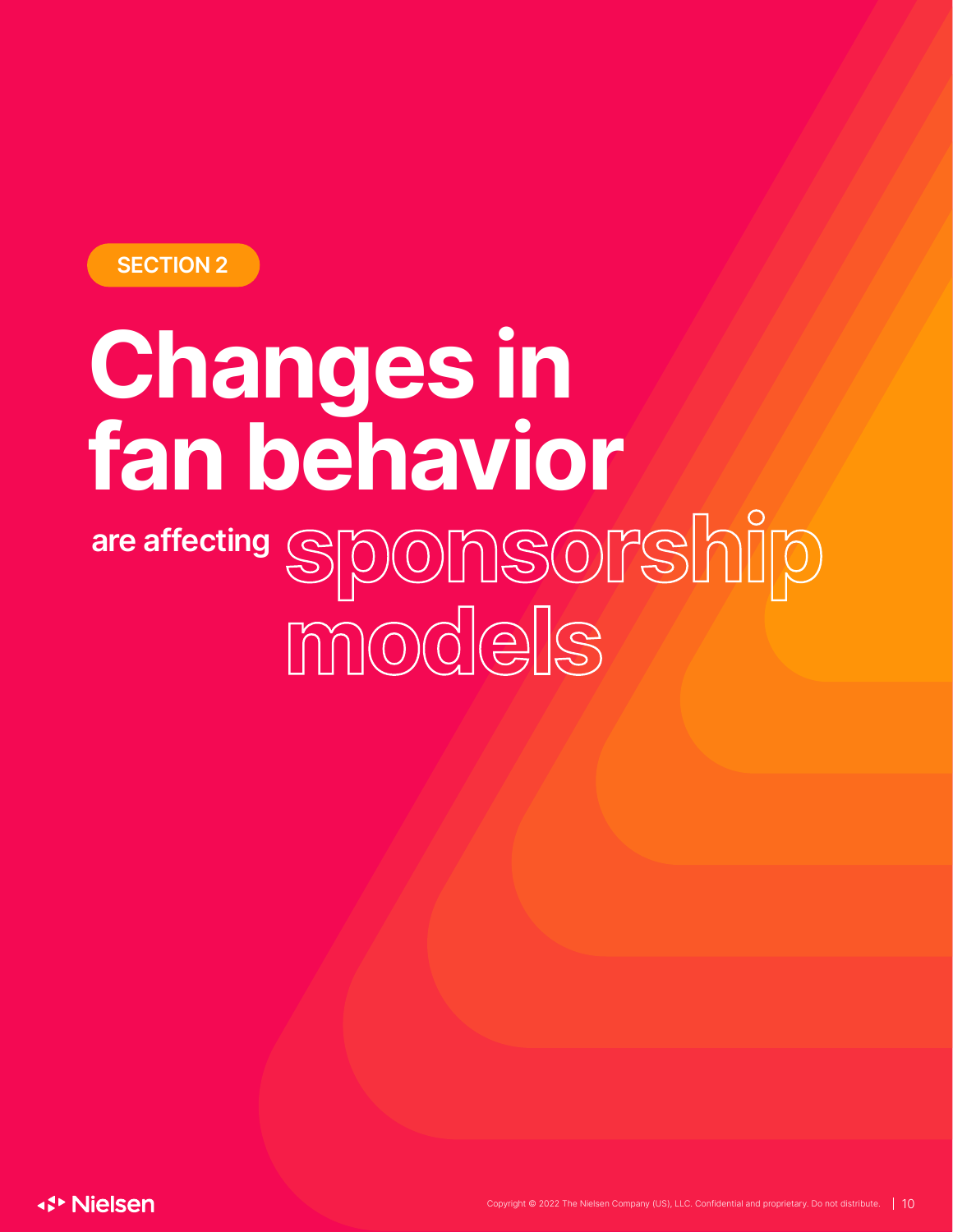SECTION 2

# Changes in fan behavior

are affecting **sponsorship models**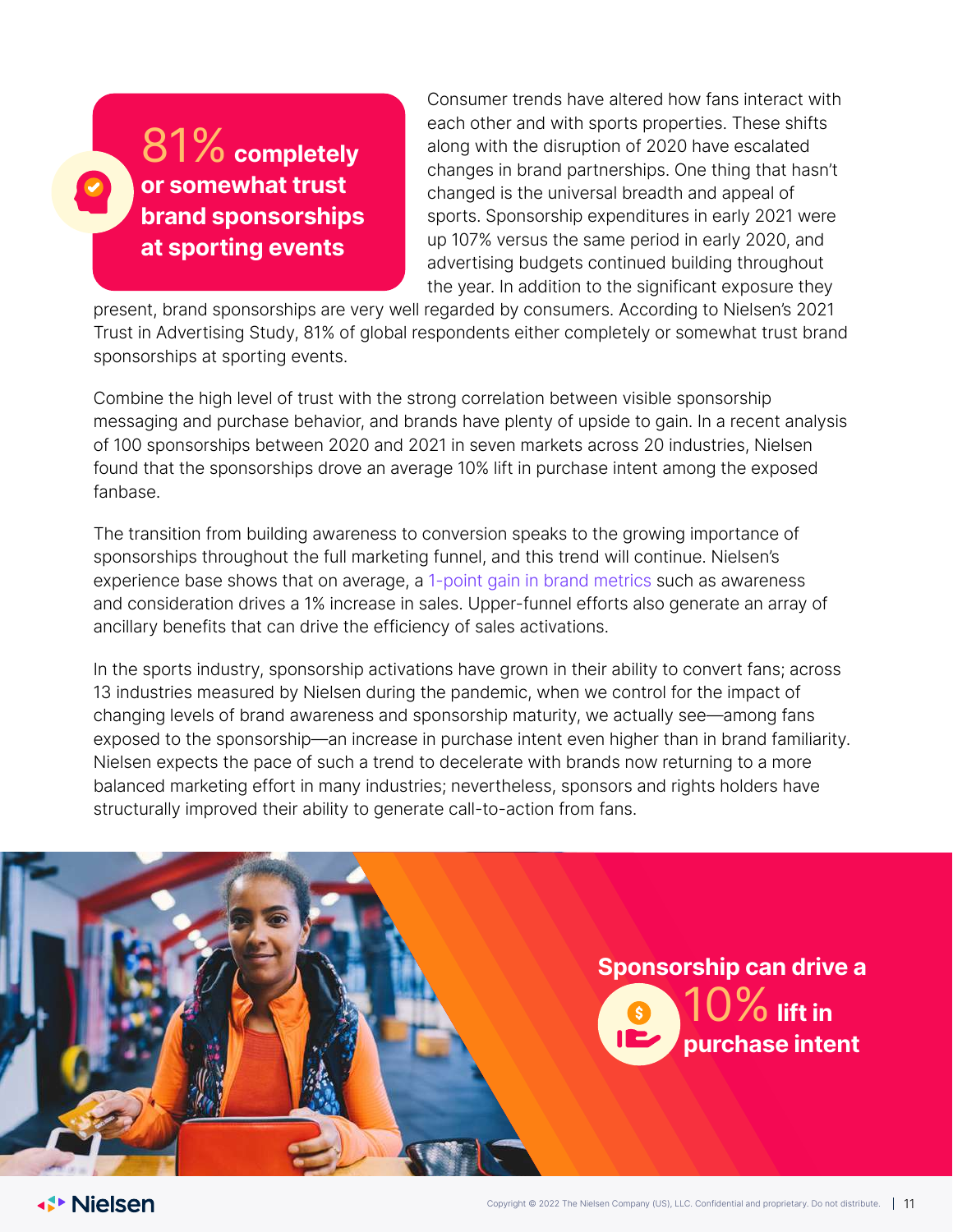**81% completely or somewhat trust brand sponsorships at sporting events**

Consumer trends have altered how fans interact with each other and with sports properties. These shifts along with the disruption of 2020 have escalated changes in brand partnerships. One thing that hasn't changed is the universal breadth and appeal of sports. Sponsorship expenditures in early 2021 were up 107% versus the same period in early 2020, and advertising budgets continued building throughout the year. In addition to the significant exposure they present, brand sponsorships are very well regarded by consumers. According to Nielsen's 2021 Trust in Advertising Study, 81% of global respondents either completely or somewhat trust brand sponsorships at sporting events.

Combine the high level of trust with the strong correlation between visible sponsorship messaging and purchase behavior, and brands have plenty of upside to gain. In a recent analysis of 100 sponsorships between 2020 and 2021 in seven markets across 20 industries, Nielsen found that the sponsorships drove an average 10% lift in purchase intent among the exposed fanbase.

The transition from building awareness to conversion speaks to the growing importance of sponsorships throughout the full marketing funnel, and this trend will continue. Nielsen's experience base shows that on average, a 1-point gain in brand metrics such as awareness and consideration drives a 1% increase in sales. Upper-funnel efforts also generate an array of ancillary benefits that can drive the efficiency of sales activations.

In the sports industry, sponsorship activations have grown in their ability to convert fans; across 13 industries measured by Nielsen during the pandemic, when we control for the impact of changing levels of brand awareness and sponsorship maturity, we actually see—among fans exposed to the sponsorship—an increase in purchase intent even higher than in brand familiarity. Nielsen expects the pace of such a trend to decelerate with brands now returning to a more balanced marketing effort in many industries; nevertheless, sponsors and rights holders have structurally improved their ability to generate call-to-action from fans.

**Sponsorship can drive a 10% lift in purchase intent**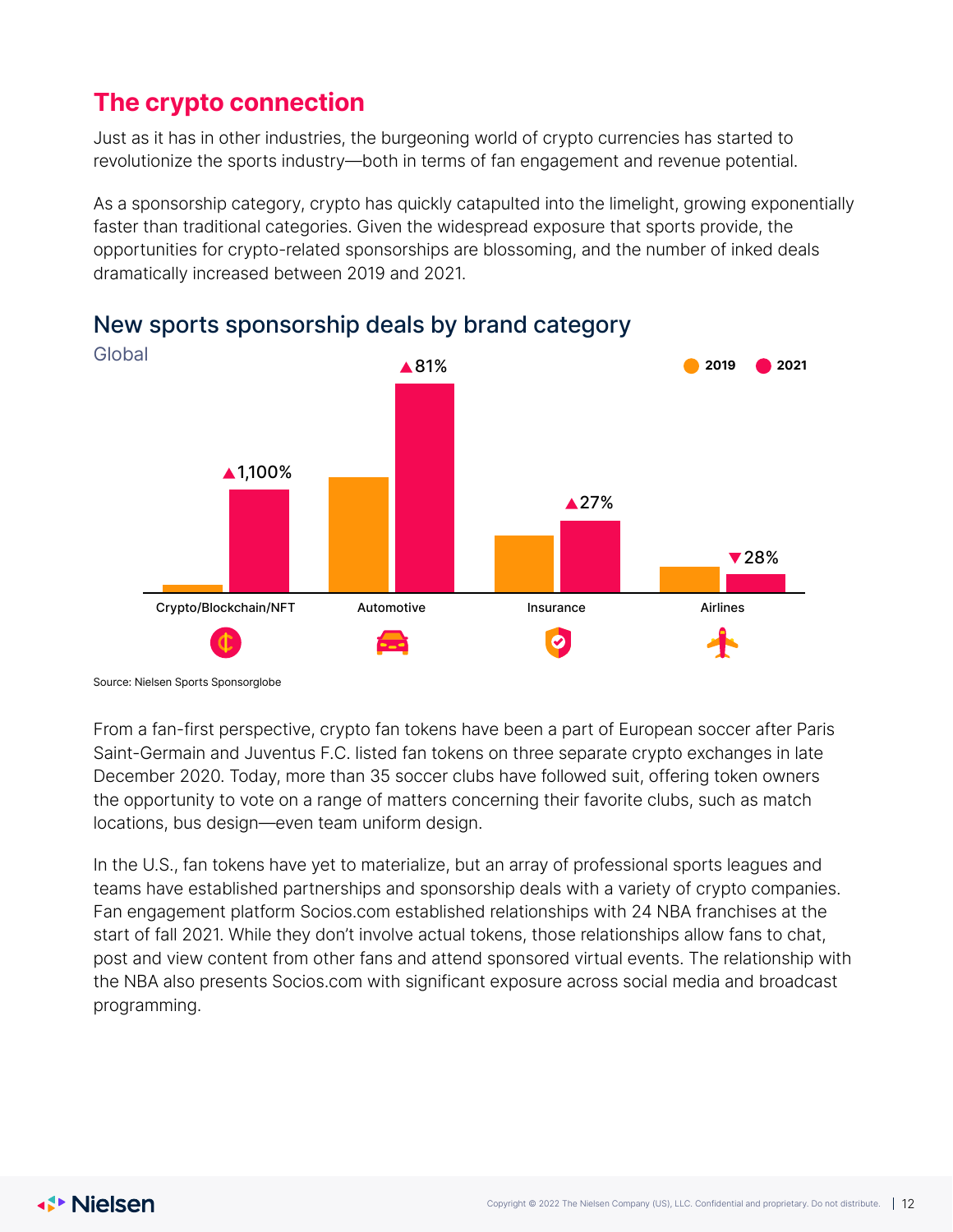## The crypto connection

Just as it has in other industries, the burgeoning world of crypto currencies has started to revolutionize the sports industry—both in terms of fan engagement and revenue potential.

As a sponsorship category, crypto has quickly catapulted into the limelight, growing exponentially faster than traditional categories. Given the widespread exposure that sports provide, the opportunities for crypto-related sponsorships are blossoming, and the number of inked deals dramatically increased between 2019 and 2021.

### New sports sponsorship deals by brand category

Global

2019 | 2021

| Brand category | Change 2019–2021 |
|---|---|
| Crypto/Blockchain/NFT | ▲1,100% |
| Automotive | ▲81% |
| Insurance | ▲27% |
| Airlines | ▼28% |

Source: Nielsen Sports Sponsorglobe

From a fan-first perspective, crypto fan tokens have been a part of European soccer after Paris Saint-Germain and Juventus F.C. listed fan tokens on three separate crypto exchanges in late December 2020. Today, more than 35 soccer clubs have followed suit, offering token owners the opportunity to vote on a range of matters concerning their favorite clubs, such as match locations, bus design—even team uniform design.

In the U.S., fan tokens have yet to materialize, but an array of professional sports leagues and teams have established partnerships and sponsorship deals with a variety of crypto companies. Fan engagement platform Socios.com established relationships with 24 NBA franchises at the start of fall 2021. While they don't involve actual tokens, those relationships allow fans to chat, post and view content from other fans and attend sponsored virtual events. The relationship with the NBA also presents Socios.com with significant exposure across social media and broadcast programming.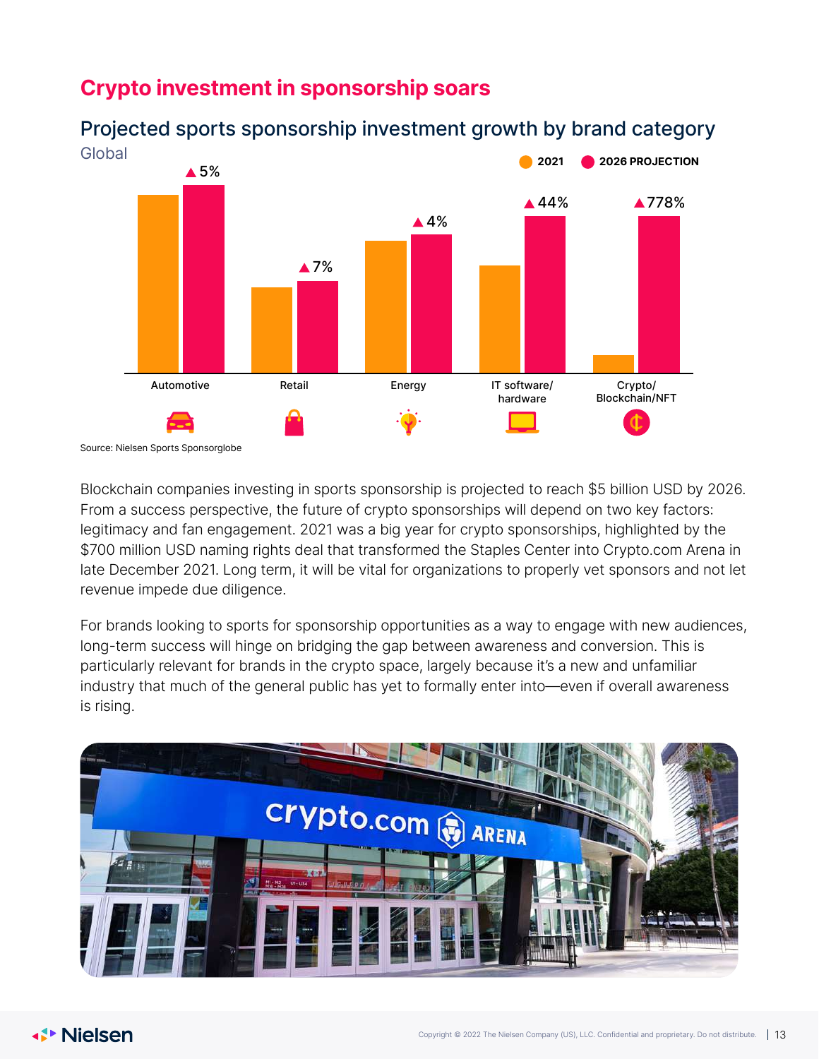# Crypto investment in sponsorship soars

## Projected sports sponsorship investment growth by brand category

Global

| Brand category | 2021 → 2026 Projection growth |
|---|---|
| Automotive | ▲5% |
| Retail | ▲7% |
| Energy | ▲4% |
| IT software/ hardware | ▲44% |
| Crypto/ Blockchain/NFT | ▲778% |

Source: Nielsen Sports Sponsorglobe

Blockchain companies investing in sports sponsorship is projected to reach $5 billion USD by 2026. From a success perspective, the future of crypto sponsorships will depend on two key factors: legitimacy and fan engagement. 2021 was a big year for crypto sponsorships, highlighted by the $700 million USD naming rights deal that transformed the Staples Center into Crypto.com Arena in late December 2021. Long term, it will be vital for organizations to properly vet sponsors and not let revenue impede due diligence.

For brands looking to sports for sponsorship opportunities as a way to engage with new audiences, long-term success will hinge on bridging the gap between awareness and conversion. This is particularly relevant for brands in the crypto space, largely because it's a new and unfamiliar industry that much of the general public has yet to formally enter into—even if overall awareness is rising.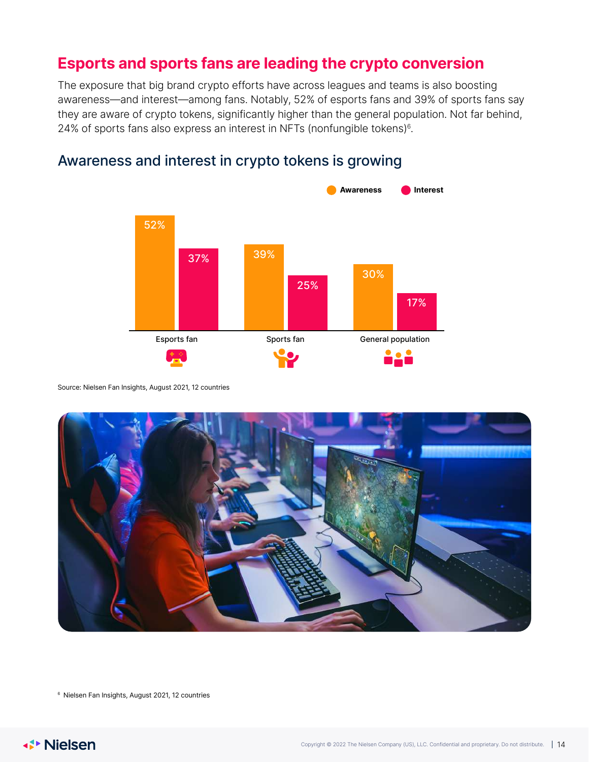## Esports and sports fans are leading the crypto conversion

The exposure that big brand crypto efforts have across leagues and teams is also boosting awareness—and interest—among fans. Notably, 52% of esports fans and 39% of sports fans say they are aware of crypto tokens, significantly higher than the general population. Not far behind, 24% of sports fans also express an interest in NFTs (nonfungible tokens)[6].

### Awareness and interest in crypto tokens is growing

| | Awareness | Interest |
|---|---|---|
| Esports fan | 52% | 37% |
| Sports fan | 39% | 25% |
| General population | 30% | 17% |

Source: Nielsen Fan Insights, August 2021, 12 countries

[6] Nielsen Fan Insights, August 2021, 12 countries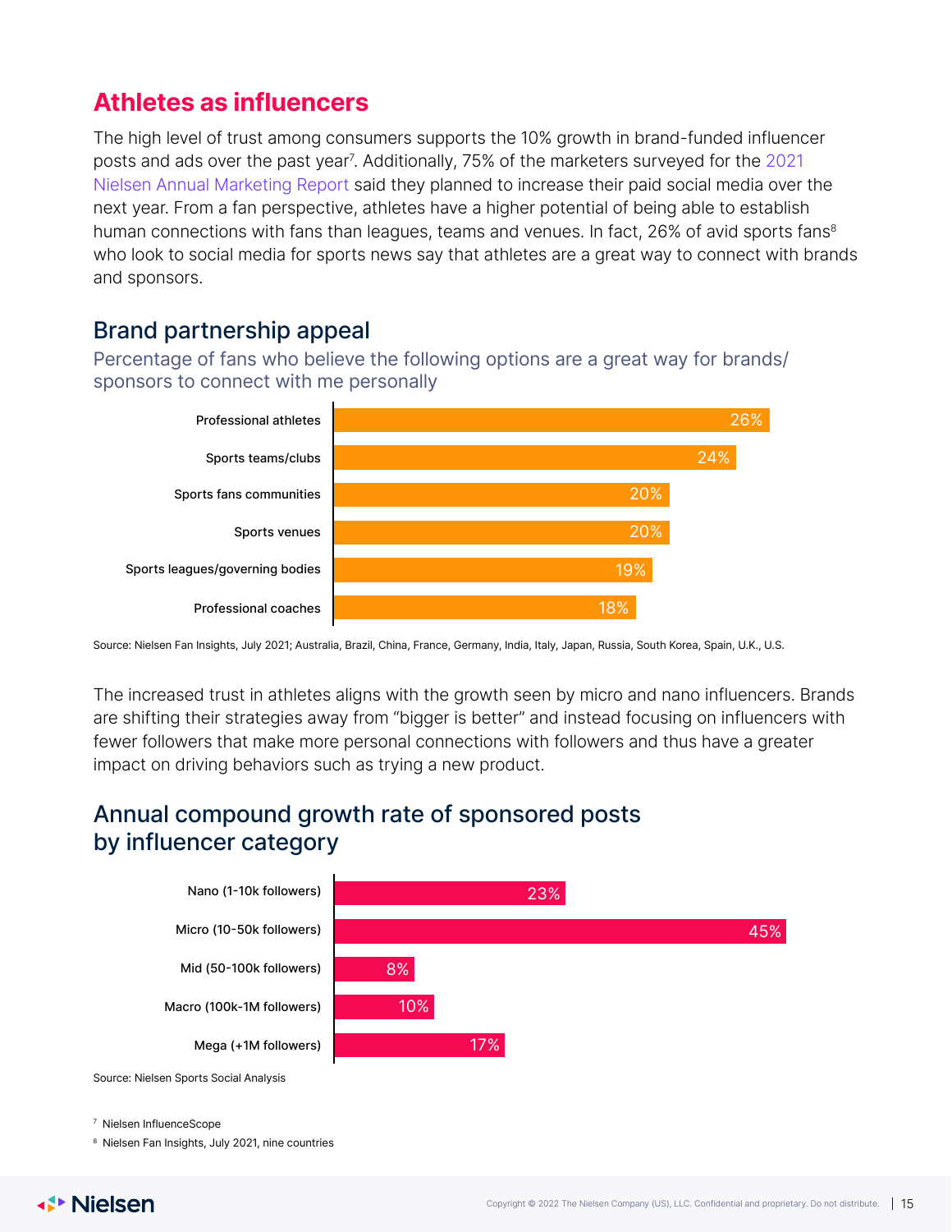## Athletes as influencers

The high level of trust among consumers supports the 10% growth in brand-funded influencer posts and ads over the past year[7]. Additionally, 75% of the marketers surveyed for the 2021 Nielsen Annual Marketing Report said they planned to increase their paid social media over the next year. From a fan perspective, athletes have a higher potential of being able to establish human connections with fans than leagues, teams and venues. In fact, 26% of avid sports fans[8] who look to social media for sports news say that athletes are a great way to connect with brands and sponsors.

### Brand partnership appeal

Percentage of fans who believe the following options are a great way for brands/ sponsors to connect with me personally

| Option | Percentage |
|---|---|
| Professional athletes | 26% |
| Sports teams/clubs | 24% |
| Sports fans communities | 20% |
| Sports venues | 20% |
| Sports leagues/governing bodies | 19% |
| Professional coaches | 18% |

Source: Nielsen Fan Insights, July 2021; Australia, Brazil, China, France, Germany, India, Italy, Japan, Russia, South Korea, Spain, U.K., U.S.

The increased trust in athletes aligns with the growth seen by micro and nano influencers. Brands are shifting their strategies away from "bigger is better" and instead focusing on influencers with fewer followers that make more personal connections with followers and thus have a greater impact on driving behaviors such as trying a new product.

### Annual compound growth rate of sponsored posts by influencer category

| Influencer category | Growth rate |
|---|---|
| Nano (1-10k followers) | 23% |
| Micro (10-50k followers) | 45% |
| Mid (50-100k followers) | 8% |
| Macro (100k-1M followers) | 10% |
| Mega (+1M followers) | 17% |

Source: Nielsen Sports Social Analysis

[7] Nielsen InfluenceScope

[8] Nielsen Fan Insights, July 2021, nine countries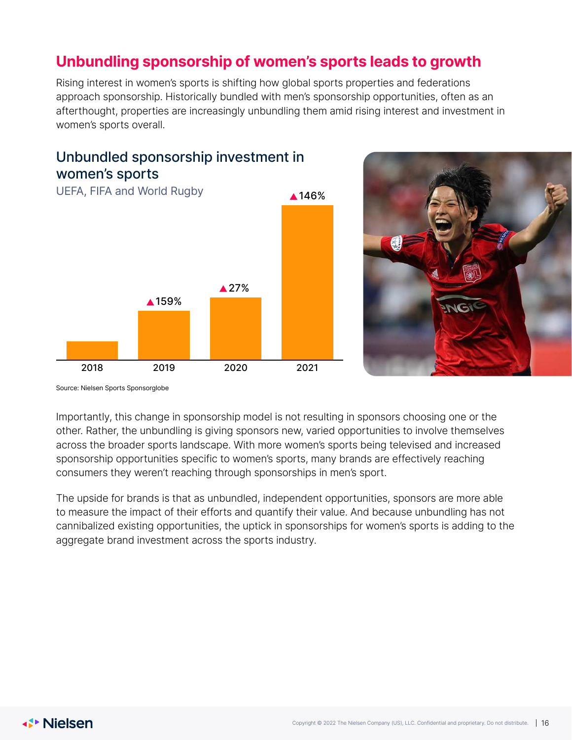## Unbundling sponsorship of women's sports leads to growth

Rising interest in women's sports is shifting how global sports properties and federations approach sponsorship. Historically bundled with men's sponsorship opportunities, often as an afterthought, properties are increasingly unbundling them amid rising interest and investment in women's sports overall.

### Unbundled sponsorship investment in women's sports

UEFA, FIFA and World Rugby

| Year | Change |
|---|---|
| 2018 | |
| 2019 | ▲159% |
| 2020 | ▲27% |
| 2021 | ▲146% |

Source: Nielsen Sports Sponsorglobe

Importantly, this change in sponsorship model is not resulting in sponsors choosing one or the other. Rather, the unbundling is giving sponsors new, varied opportunities to involve themselves across the broader sports landscape. With more women's sports being televised and increased sponsorship opportunities specific to women's sports, many brands are effectively reaching consumers they weren't reaching through sponsorships in men's sport.

The upside for brands is that as unbundled, independent opportunities, sponsors are more able to measure the impact of their efforts and quantify their value. And because unbundling has not cannibalized existing opportunities, the uptick in sponsorships for women's sports is adding to the aggregate brand investment across the sports industry.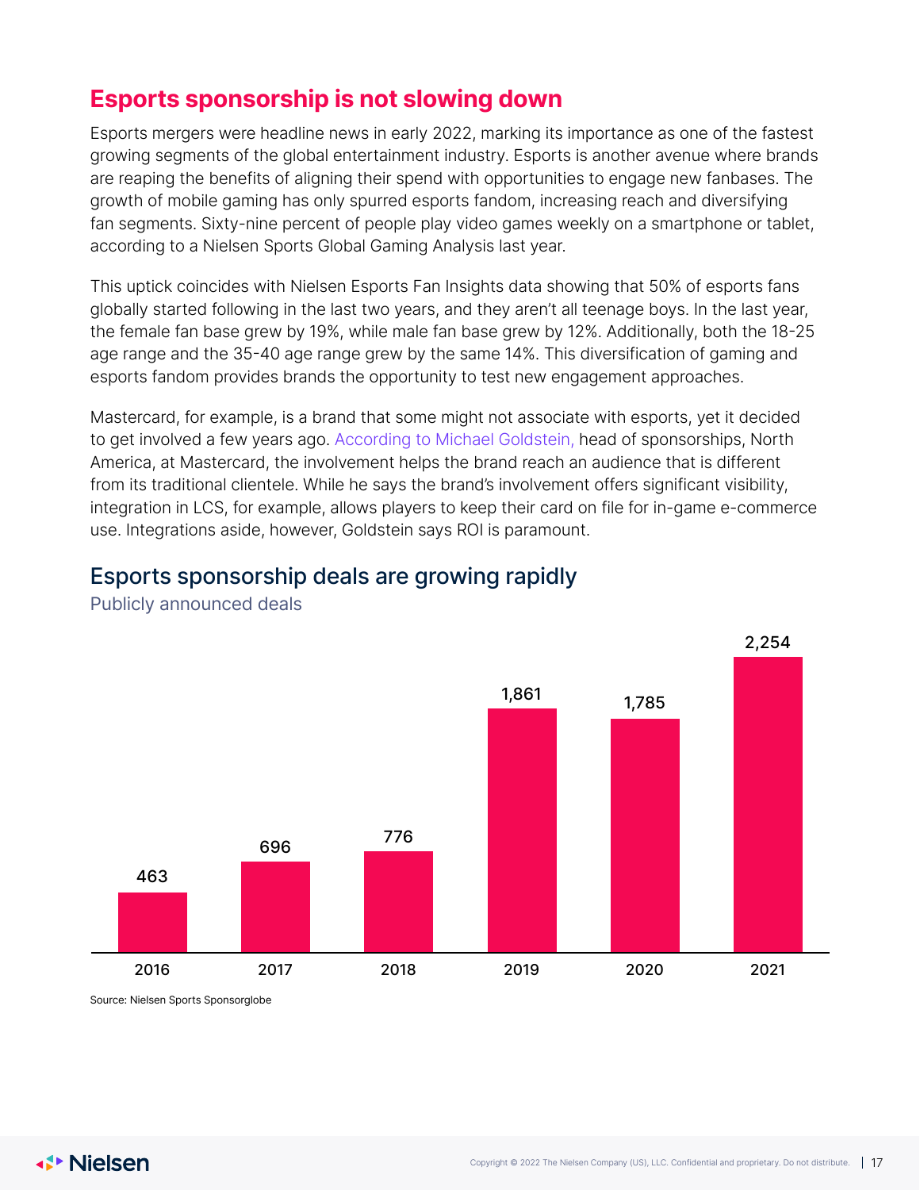## Esports sponsorship is not slowing down

Esports mergers were headline news in early 2022, marking its importance as one of the fastest growing segments of the global entertainment industry. Esports is another avenue where brands are reaping the benefits of aligning their spend with opportunities to engage new fanbases. The growth of mobile gaming has only spurred esports fandom, increasing reach and diversifying fan segments. Sixty-nine percent of people play video games weekly on a smartphone or tablet, according to a Nielsen Sports Global Gaming Analysis last year.

This uptick coincides with Nielsen Esports Fan Insights data showing that 50% of esports fans globally started following in the last two years, and they aren't all teenage boys. In the last year, the female fan base grew by 19%, while male fan base grew by 12%. Additionally, both the 18-25 age range and the 35-40 age range grew by the same 14%. This diversification of gaming and esports fandom provides brands the opportunity to test new engagement approaches.

Mastercard, for example, is a brand that some might not associate with esports, yet it decided to get involved a few years ago. According to Michael Goldstein, head of sponsorships, North America, at Mastercard, the involvement helps the brand reach an audience that is different from its traditional clientele. While he says the brand's involvement offers significant visibility, integration in LCS, for example, allows players to keep their card on file for in-game e-commerce use. Integrations aside, however, Goldstein says ROI is paramount.

### Esports sponsorship deals are growing rapidly

Publicly announced deals

| Year | Deals |
|---|---|
| 2016 | 463 |
| 2017 | 696 |
| 2018 | 776 |
| 2019 | 1,861 |
| 2020 | 1,785 |
| 2021 | 2,254 |

Source: Nielsen Sports Sponsorglobe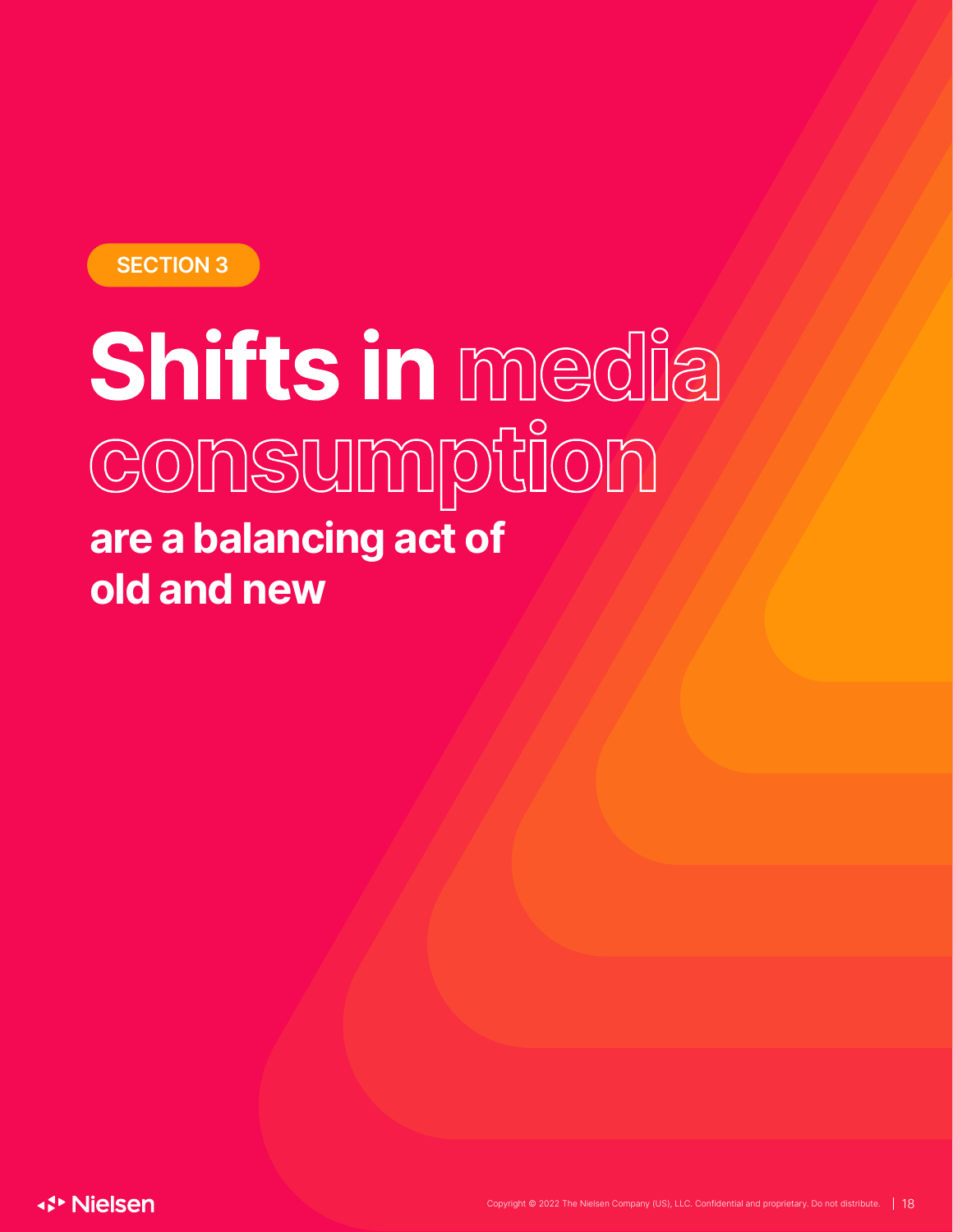SECTION 3

# Shifts in media consumption are a balancing act of old and new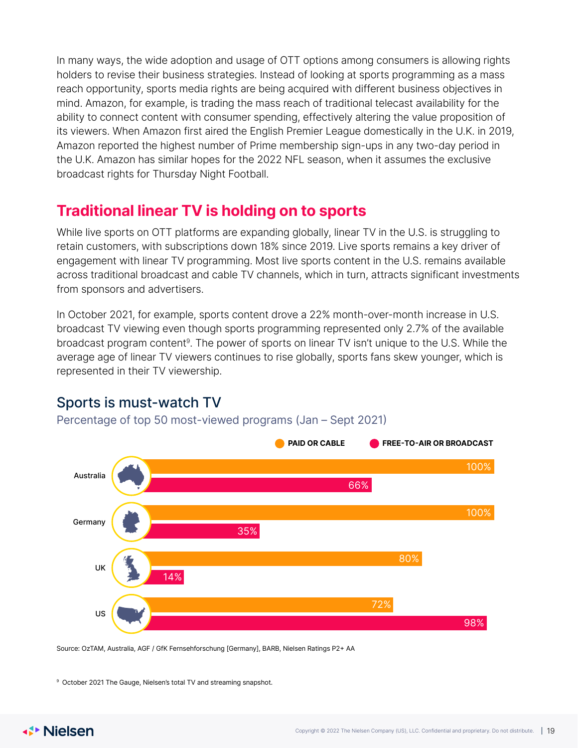In many ways, the wide adoption and usage of OTT options among consumers is allowing rights holders to revise their business strategies. Instead of looking at sports programming as a mass reach opportunity, sports media rights are being acquired with different business objectives in mind. Amazon, for example, is trading the mass reach of traditional telecast availability for the ability to connect content with consumer spending, effectively altering the value proposition of its viewers. When Amazon first aired the English Premier League domestically in the U.K. in 2019, Amazon reported the highest number of Prime membership sign-ups in any two-day period in the U.K. Amazon has similar hopes for the 2022 NFL season, when it assumes the exclusive broadcast rights for Thursday Night Football.

## Traditional linear TV is holding on to sports

While live sports on OTT platforms are expanding globally, linear TV in the U.S. is struggling to retain customers, with subscriptions down 18% since 2019. Live sports remains a key driver of engagement with linear TV programming. Most live sports content in the U.S. remains available across traditional broadcast and cable TV channels, which in turn, attracts significant investments from sponsors and advertisers.

In October 2021, for example, sports content drove a 22% month-over-month increase in U.S. broadcast TV viewing even though sports programming represented only 2.7% of the available broadcast program content[9]. The power of sports on linear TV isn't unique to the U.S. While the average age of linear TV viewers continues to rise globally, sports fans skew younger, which is represented in their TV viewership.

### Sports is must-watch TV

Percentage of top 50 most-viewed programs (Jan – Sept 2021)

| Country | Paid or cable | Free-to-air or broadcast |
|---|---|---|
| Australia | 100% | 66% |
| Germany | 100% | 35% |
| UK | 80% | 14% |
| US | 72% | 98% |

Source: OzTAM, Australia, AGF / GfK Fernsehforschung [Germany], BARB, Nielsen Ratings P2+ AA

[9] October 2021 The Gauge, Nielsen's total TV and streaming snapshot.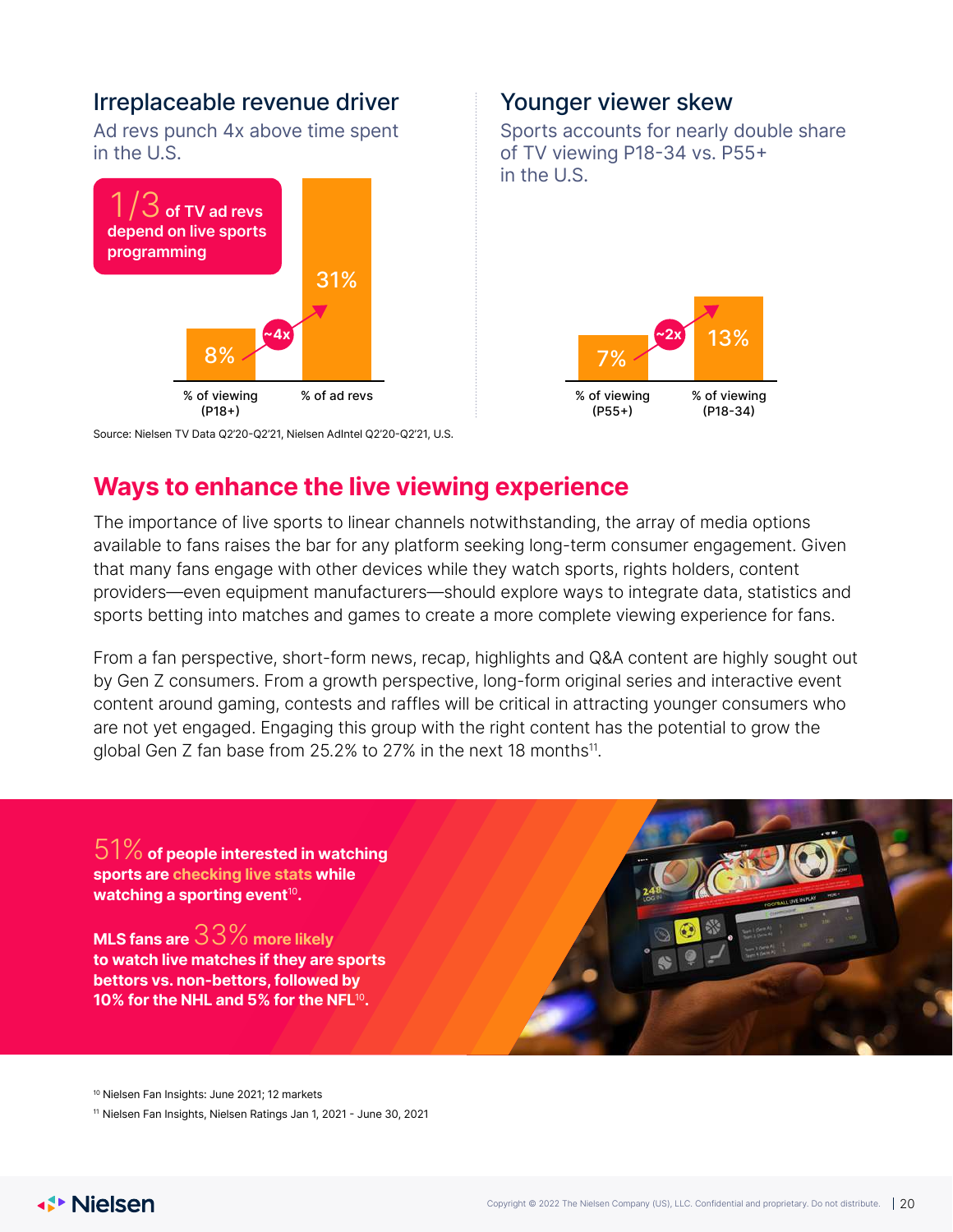## Irreplaceable revenue driver

Ad revs punch 4x above time spent in the U.S.

**1/3 of TV ad revs depend on live sports programming**

| % of viewing (P18+) | % of ad revs |
| --- | --- |
| 8% | 31% |

~4x

## Younger viewer skew

Sports accounts for nearly double share of TV viewing P18-34 vs. P55+ in the U.S.

| % of viewing (P55+) | % of viewing (P18-34) |
| --- | --- |
| 7% | 13% |

~2x

Source: Nielsen TV Data Q2'20-Q2'21, Nielsen AdIntel Q2'20-Q2'21, U.S.

## Ways to enhance the live viewing experience

The importance of live sports to linear channels notwithstanding, the array of media options available to fans raises the bar for any platform seeking long-term consumer engagement. Given that many fans engage with other devices while they watch sports, rights holders, content providers—even equipment manufacturers—should explore ways to integrate data, statistics and sports betting into matches and games to create a more complete viewing experience for fans.

From a fan perspective, short-form news, recap, highlights and Q&A content are highly sought out by Gen Z consumers. From a growth perspective, long-form original series and interactive event content around gaming, contests and raffles will be critical in attracting younger consumers who are not yet engaged. Engaging this group with the right content has the potential to grow the global Gen Z fan base from 25.2% to 27% in the next 18 months[11].

**51% of people interested in watching sports are checking live stats while watching a sporting event[10].**

**MLS fans are 33% more likely to watch live matches if they are sports bettors vs. non-bettors, followed by 10% for the NHL and 5% for the NFL[10].**

[10] Nielsen Fan Insights: June 2021; 12 markets

[11] Nielsen Fan Insights, Nielsen Ratings Jan 1, 2021 - June 30, 2021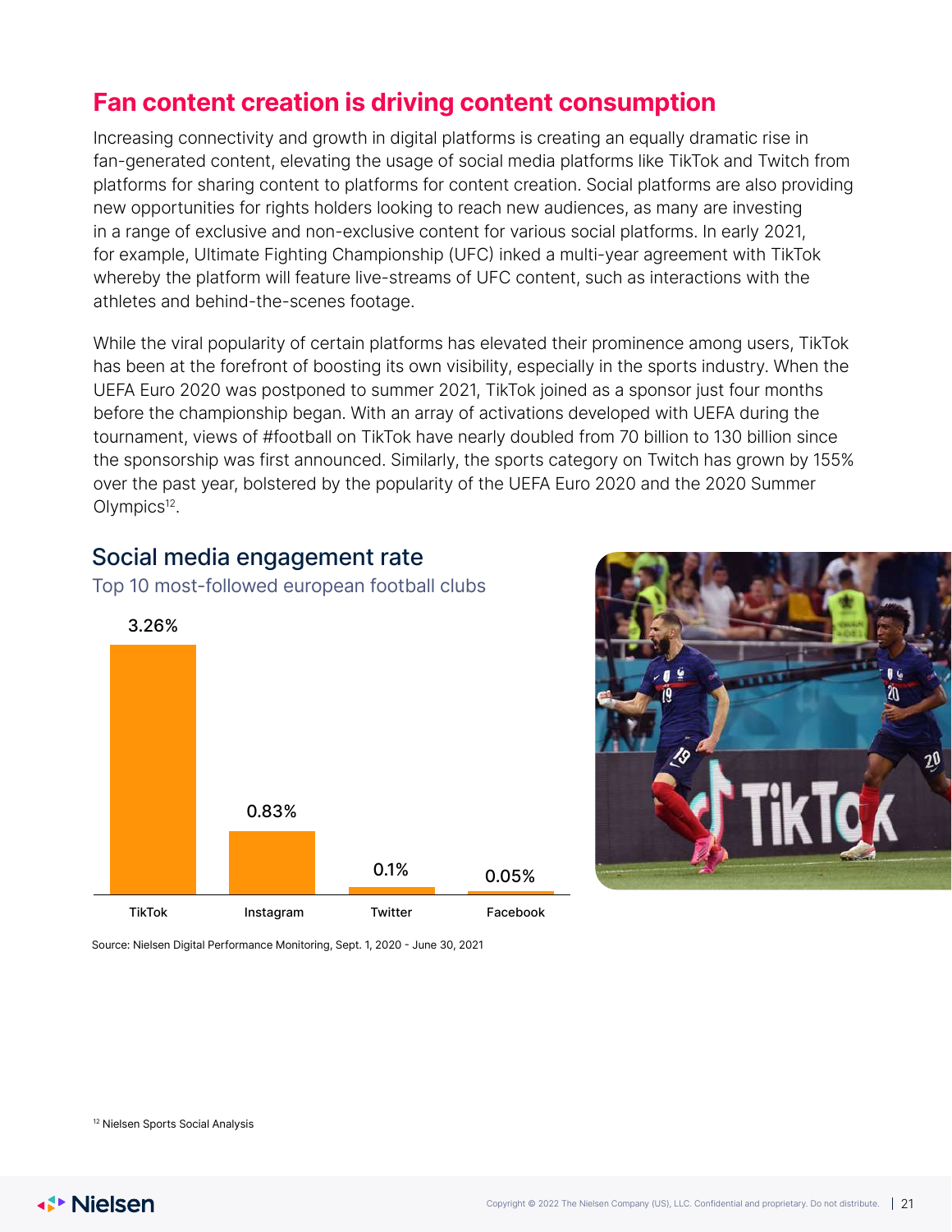## Fan content creation is driving content consumption

Increasing connectivity and growth in digital platforms is creating an equally dramatic rise in fan-generated content, elevating the usage of social media platforms like TikTok and Twitch from platforms for sharing content to platforms for content creation. Social platforms are also providing new opportunities for rights holders looking to reach new audiences, as many are investing in a range of exclusive and non-exclusive content for various social platforms. In early 2021, for example, Ultimate Fighting Championship (UFC) inked a multi-year agreement with TikTok whereby the platform will feature live-streams of UFC content, such as interactions with the athletes and behind-the-scenes footage.

While the viral popularity of certain platforms has elevated their prominence among users, TikTok has been at the forefront of boosting its own visibility, especially in the sports industry. When the UEFA Euro 2020 was postponed to summer 2021, TikTok joined as a sponsor just four months before the championship began. With an array of activations developed with UEFA during the tournament, views of #football on TikTok have nearly doubled from 70 billion to 130 billion since the sponsorship was first announced. Similarly, the sports category on Twitch has grown by 155% over the past year, bolstered by the popularity of the UEFA Euro 2020 and the 2020 Summer Olympics[12].

### Social media engagement rate

Top 10 most-followed european football clubs

| Platform | Engagement rate |
|---|---|
| TikTok | 3.26% |
| Instagram | 0.83% |
| Twitter | 0.1% |
| Facebook | 0.05% |

Source: Nielsen Digital Performance Monitoring, Sept. 1, 2020 - June 30, 2021

[12] Nielsen Sports Social Analysis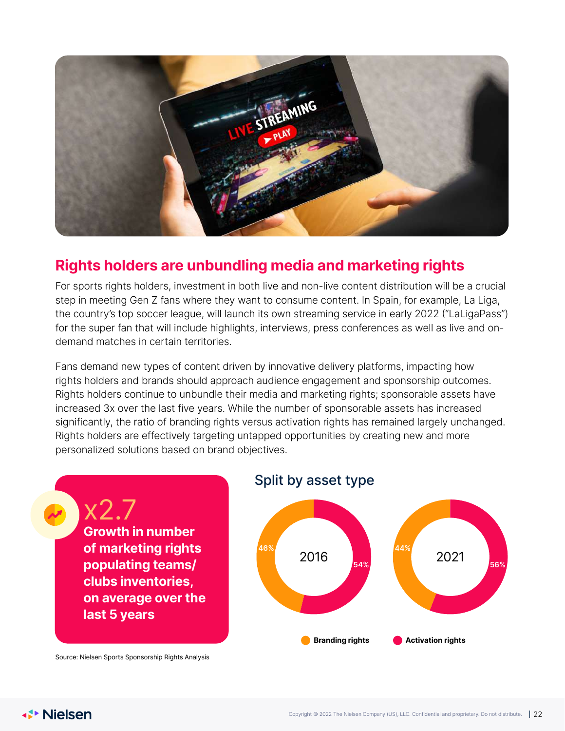## Rights holders are unbundling media and marketing rights

For sports rights holders, investment in both live and non-live content distribution will be a crucial step in meeting Gen Z fans where they want to consume content. In Spain, for example, La Liga, the country's top soccer league, will launch its own streaming service in early 2022 ("LaLigaPass") for the super fan that will include highlights, interviews, press conferences as well as live and on-demand matches in certain territories.

Fans demand new types of content driven by innovative delivery platforms, impacting how rights holders and brands should approach audience engagement and sponsorship outcomes. Rights holders continue to unbundle their media and marketing rights; sponsorable assets have increased 3x over the last five years. While the number of sponsorable assets has increased significantly, the ratio of branding rights versus activation rights has remained largely unchanged. Rights holders are effectively targeting untapped opportunities by creating new and more personalized solutions based on brand objectives.

**x2.7**

**Growth in number of marketing rights populating teams/ clubs inventories, on average over the last 5 years**

### Split by asset type

| Year | Branding rights | Activation rights |
|---|---|---|
| 2016 | 46% | 54% |
| 2021 | 44% | 56% |

Source: Nielsen Sports Sponsorship Rights Analysis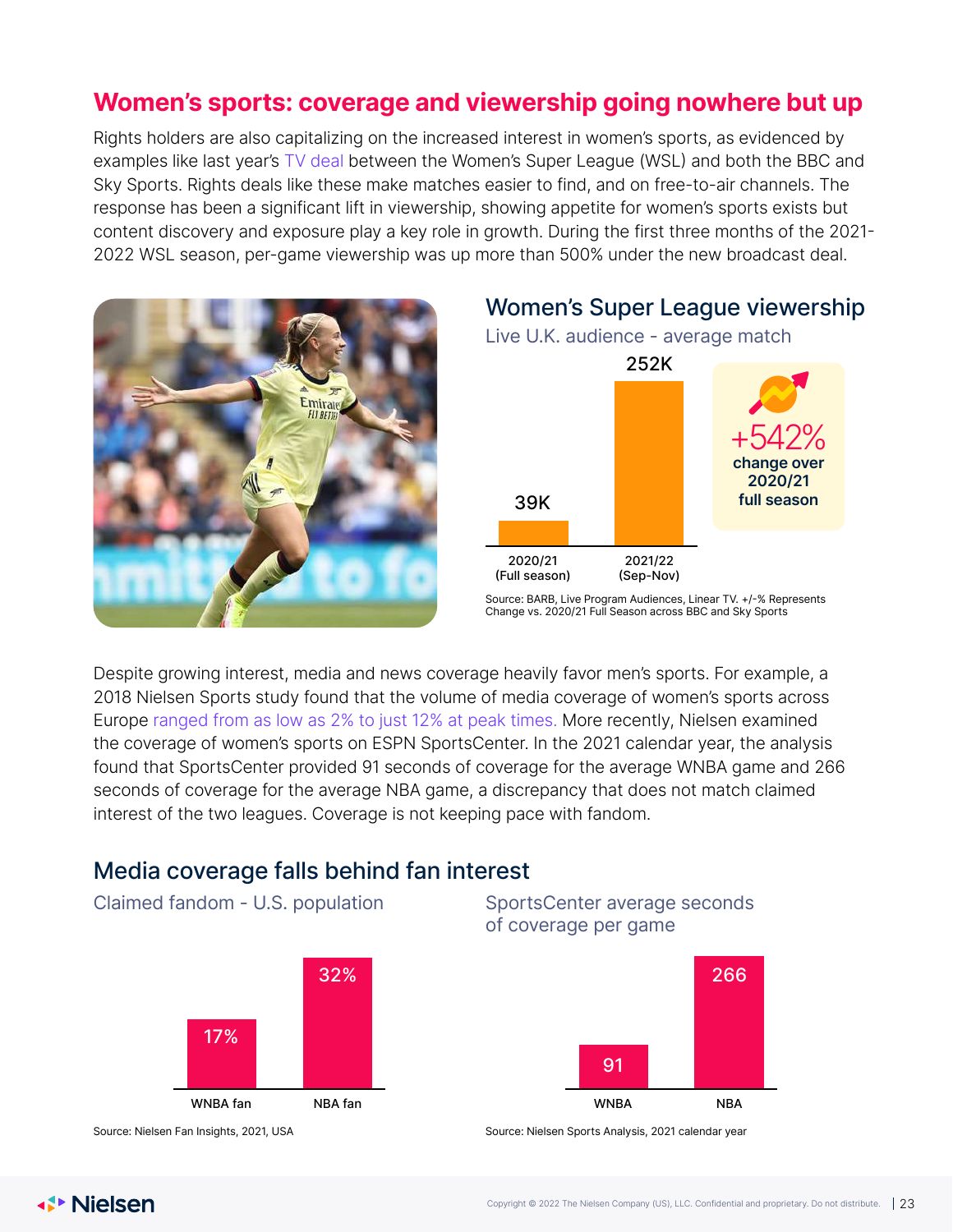## Women's sports: coverage and viewership going nowhere but up

Rights holders are also capitalizing on the increased interest in women's sports, as evidenced by examples like last year's TV deal between the Women's Super League (WSL) and both the BBC and Sky Sports. Rights deals like these make matches easier to find, and on free-to-air channels. The response has been a significant lift in viewership, showing appetite for women's sports exists but content discovery and exposure play a key role in growth. During the first three months of the 2021-2022 WSL season, per-game viewership was up more than 500% under the new broadcast deal.

### Women's Super League viewership

Live U.K. audience - average match

| Season | Average match audience |
|---|---|
| 2020/21 (Full season) | 39K |
| 2021/22 (Sep-Nov) | 252K |

+542% change over 2020/21 full season

Source: BARB, Live Program Audiences, Linear TV. +/-% Represents Change vs. 2020/21 Full Season across BBC and Sky Sports

Despite growing interest, media and news coverage heavily favor men's sports. For example, a 2018 Nielsen Sports study found that the volume of media coverage of women's sports across Europe ranged from as low as 2% to just 12% at peak times. More recently, Nielsen examined the coverage of women's sports on ESPN SportsCenter. In the 2021 calendar year, the analysis found that SportsCenter provided 91 seconds of coverage for the average WNBA game and 266 seconds of coverage for the average NBA game, a discrepancy that does not match claimed interest of the two leagues. Coverage is not keeping pace with fandom.

### Media coverage falls behind fan interest

Claimed fandom - U.S. population

| | Claimed fandom |
|---|---|
| WNBA fan | 17% |
| NBA fan | 32% |

Source: Nielsen Fan Insights, 2021, USA

SportsCenter average seconds of coverage per game

| | Seconds |
|---|---|
| WNBA | 91 |
| NBA | 266 |

Source: Nielsen Sports Analysis, 2021 calendar year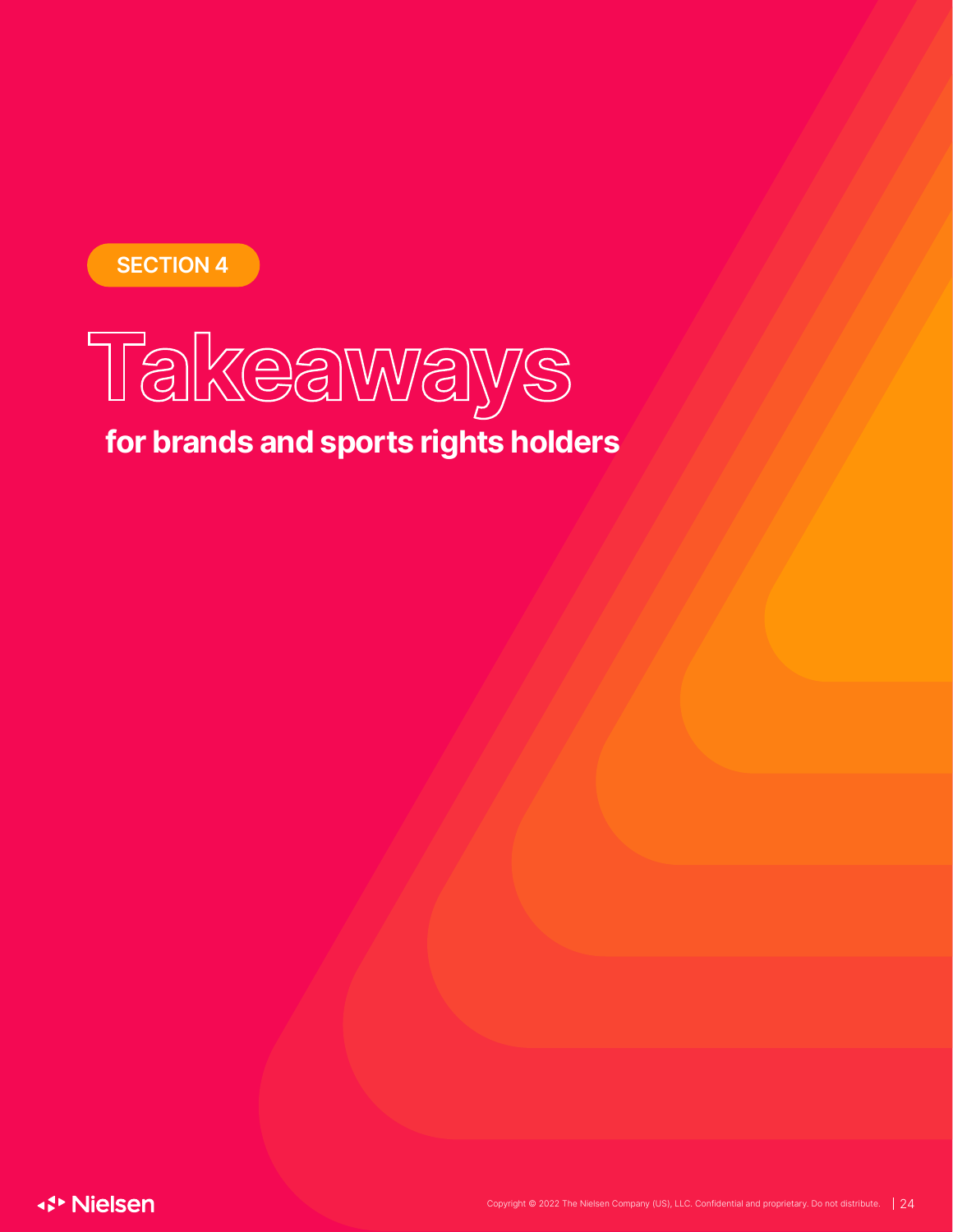SECTION 4

# Takeaways

## for brands and sports rights holders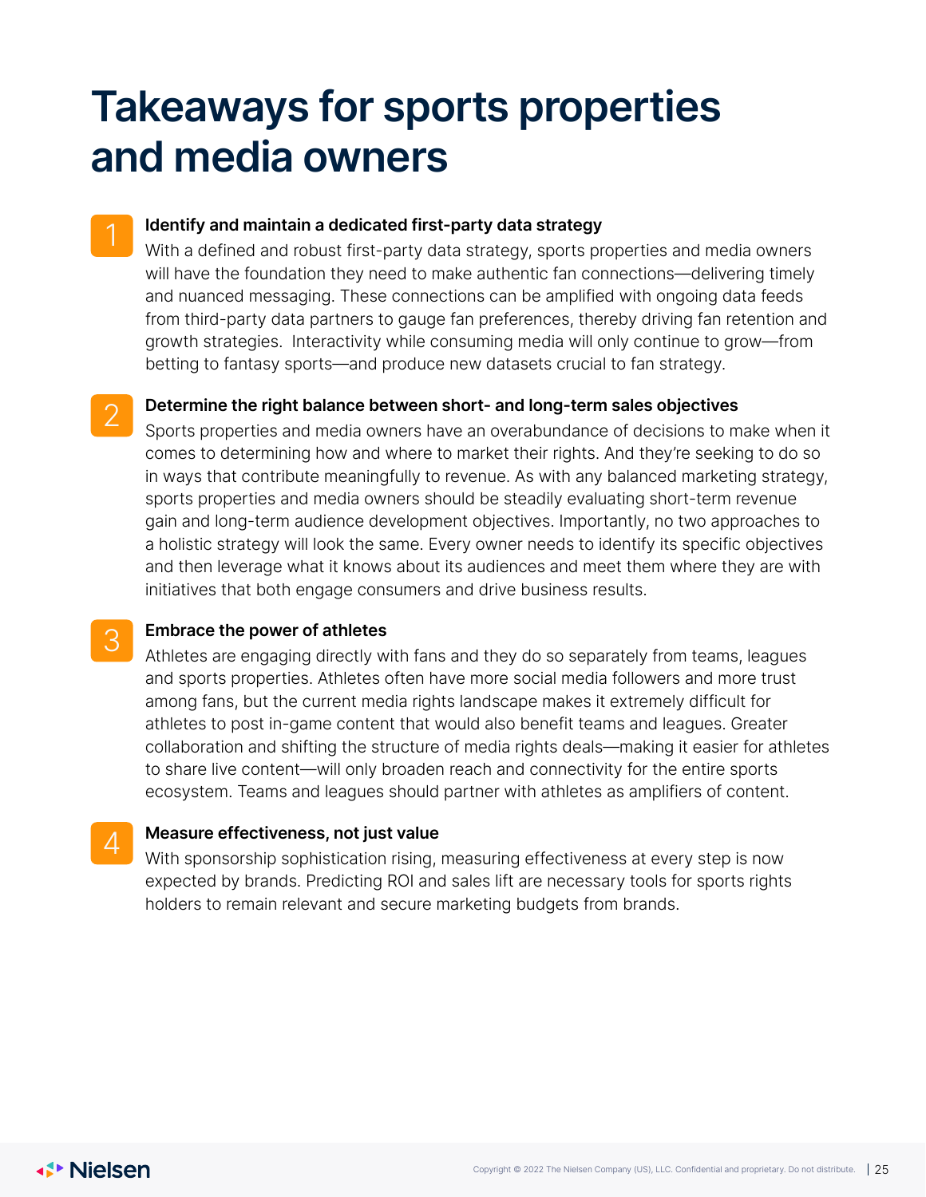# Takeaways for sports properties and media owners

1. **Identify and maintain a dedicated first-party data strategy**
   With a defined and robust first-party data strategy, sports properties and media owners will have the foundation they need to make authentic fan connections—delivering timely and nuanced messaging. These connections can be amplified with ongoing data feeds from third-party data partners to gauge fan preferences, thereby driving fan retention and growth strategies. Interactivity while consuming media will only continue to grow—from betting to fantasy sports—and produce new datasets crucial to fan strategy.

2. **Determine the right balance between short- and long-term sales objectives**
   Sports properties and media owners have an overabundance of decisions to make when it comes to determining how and where to market their rights. And they're seeking to do so in ways that contribute meaningfully to revenue. As with any balanced marketing strategy, sports properties and media owners should be steadily evaluating short-term revenue gain and long-term audience development objectives. Importantly, no two approaches to a holistic strategy will look the same. Every owner needs to identify its specific objectives and then leverage what it knows about its audiences and meet them where they are with initiatives that both engage consumers and drive business results.

3. **Embrace the power of athletes**
   Athletes are engaging directly with fans and they do so separately from teams, leagues and sports properties. Athletes often have more social media followers and more trust among fans, but the current media rights landscape makes it extremely difficult for athletes to post in-game content that would also benefit teams and leagues. Greater collaboration and shifting the structure of media rights deals—making it easier for athletes to share live content—will only broaden reach and connectivity for the entire sports ecosystem. Teams and leagues should partner with athletes as amplifiers of content.

4. **Measure effectiveness, not just value**
   With sponsorship sophistication rising, measuring effectiveness at every step is now expected by brands. Predicting ROI and sales lift are necessary tools for sports rights holders to remain relevant and secure marketing budgets from brands.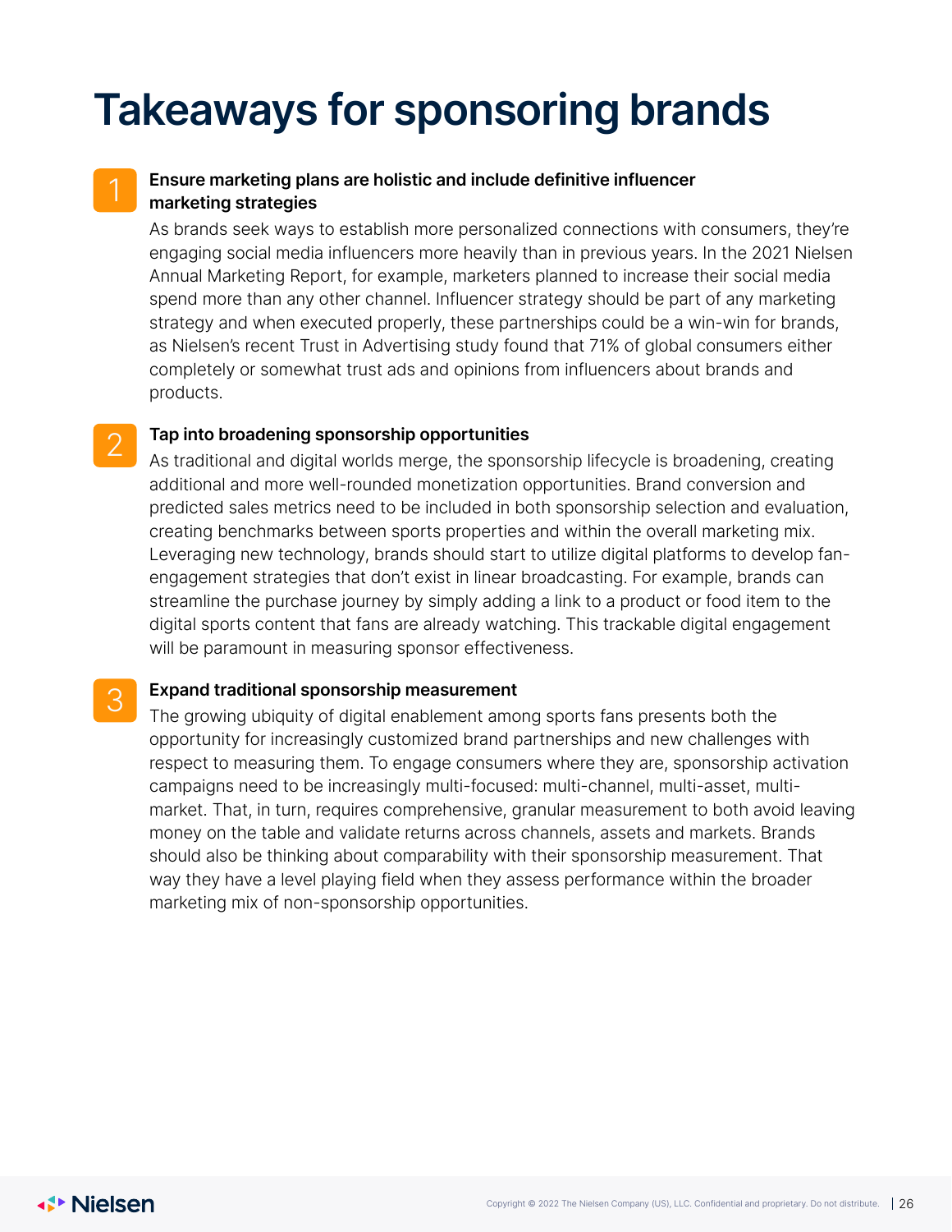# Takeaways for sponsoring brands

1. **Ensure marketing plans are holistic and include definitive influencer marketing strategies**

   As brands seek ways to establish more personalized connections with consumers, they're engaging social media influencers more heavily than in previous years. In the 2021 Nielsen Annual Marketing Report, for example, marketers planned to increase their social media spend more than any other channel. Influencer strategy should be part of any marketing strategy and when executed properly, these partnerships could be a win-win for brands, as Nielsen's recent Trust in Advertising study found that 71% of global consumers either completely or somewhat trust ads and opinions from influencers about brands and products.

2. **Tap into broadening sponsorship opportunities**

   As traditional and digital worlds merge, the sponsorship lifecycle is broadening, creating additional and more well-rounded monetization opportunities. Brand conversion and predicted sales metrics need to be included in both sponsorship selection and evaluation, creating benchmarks between sports properties and within the overall marketing mix. Leveraging new technology, brands should start to utilize digital platforms to develop fan-engagement strategies that don't exist in linear broadcasting. For example, brands can streamline the purchase journey by simply adding a link to a product or food item to the digital sports content that fans are already watching. This trackable digital engagement will be paramount in measuring sponsor effectiveness.

3. **Expand traditional sponsorship measurement**

   The growing ubiquity of digital enablement among sports fans presents both the opportunity for increasingly customized brand partnerships and new challenges with respect to measuring them. To engage consumers where they are, sponsorship activation campaigns need to be increasingly multi-focused: multi-channel, multi-asset, multi-market. That, in turn, requires comprehensive, granular measurement to both avoid leaving money on the table and validate returns across channels, assets and markets. Brands should also be thinking about comparability with their sponsorship measurement. That way they have a level playing field when they assess performance within the broader marketing mix of non-sponsorship opportunities.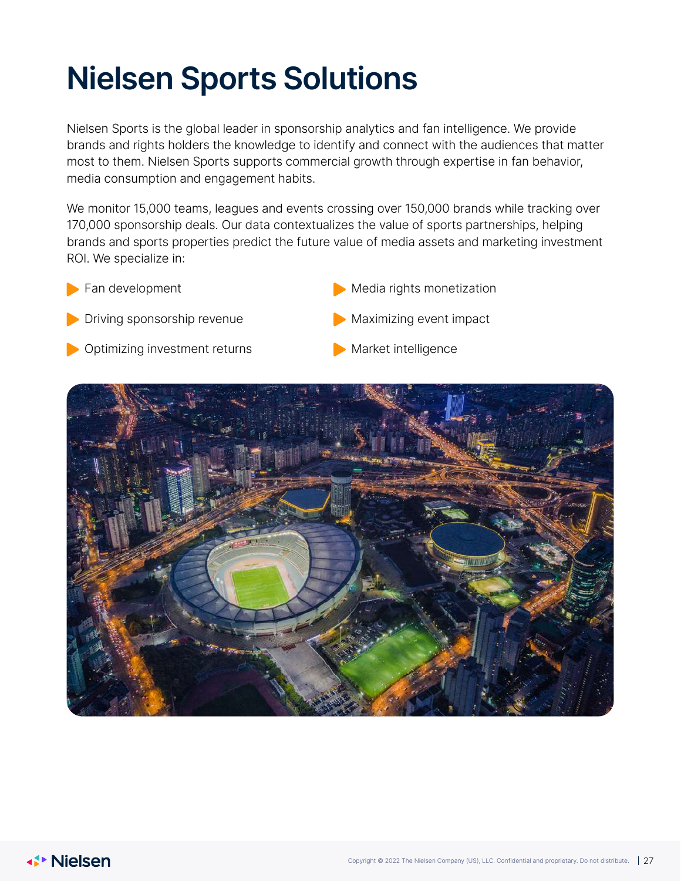# Nielsen Sports Solutions

Nielsen Sports is the global leader in sponsorship analytics and fan intelligence. We provide brands and rights holders the knowledge to identify and connect with the audiences that matter most to them. Nielsen Sports supports commercial growth through expertise in fan behavior, media consumption and engagement habits.

We monitor 15,000 teams, leagues and events crossing over 150,000 brands while tracking over 170,000 sponsorship deals. Our data contextualizes the value of sports partnerships, helping brands and sports properties predict the future value of media assets and marketing investment ROI. We specialize in:

- Fan development
- Driving sponsorship revenue
- Optimizing investment returns
- Media rights monetization
- Maximizing event impact
- Market intelligence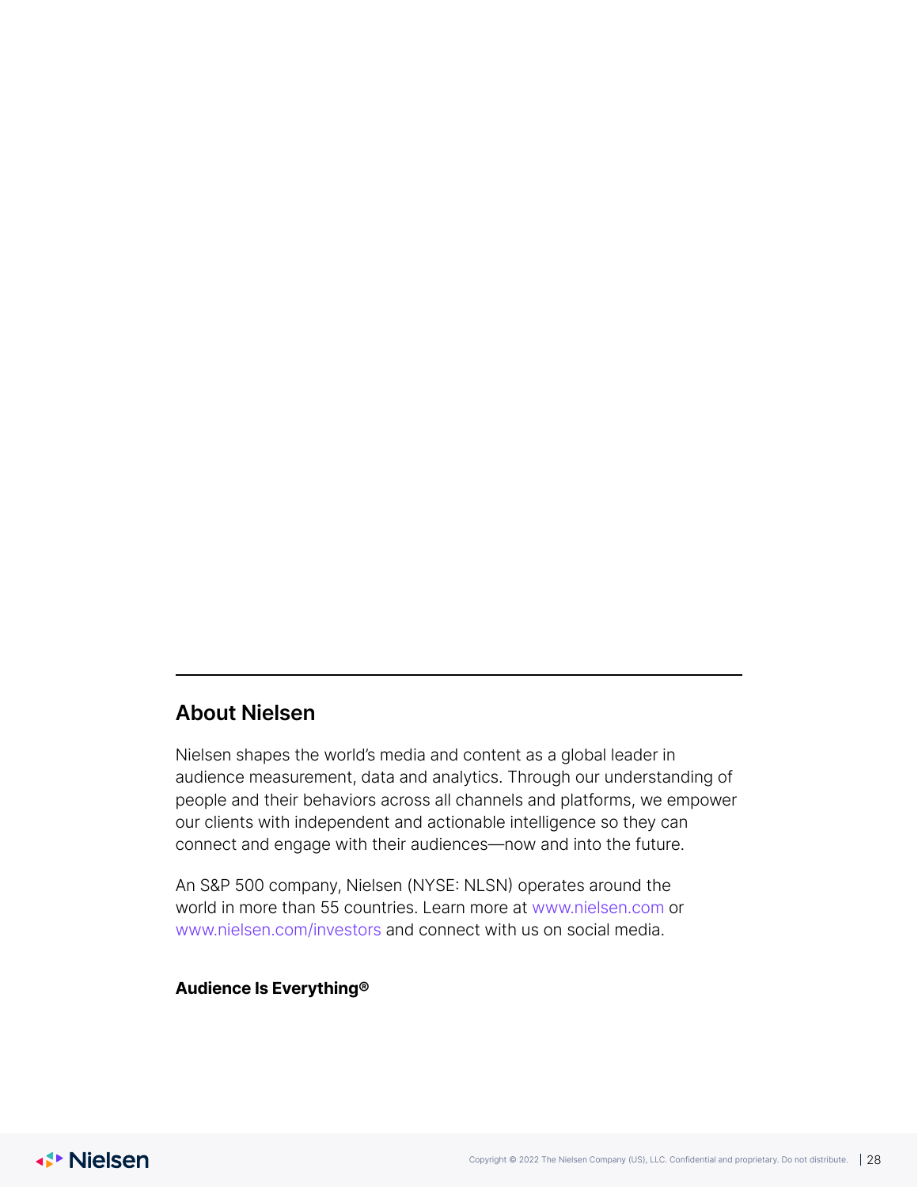## About Nielsen

Nielsen shapes the world's media and content as a global leader in audience measurement, data and analytics. Through our understanding of people and their behaviors across all channels and platforms, we empower our clients with independent and actionable intelligence so they can connect and engage with their audiences—now and into the future.

An S&P 500 company, Nielsen (NYSE: NLSN) operates around the world in more than 55 countries. Learn more at www.nielsen.com or www.nielsen.com/investors and connect with us on social media.

**Audience Is Everything®**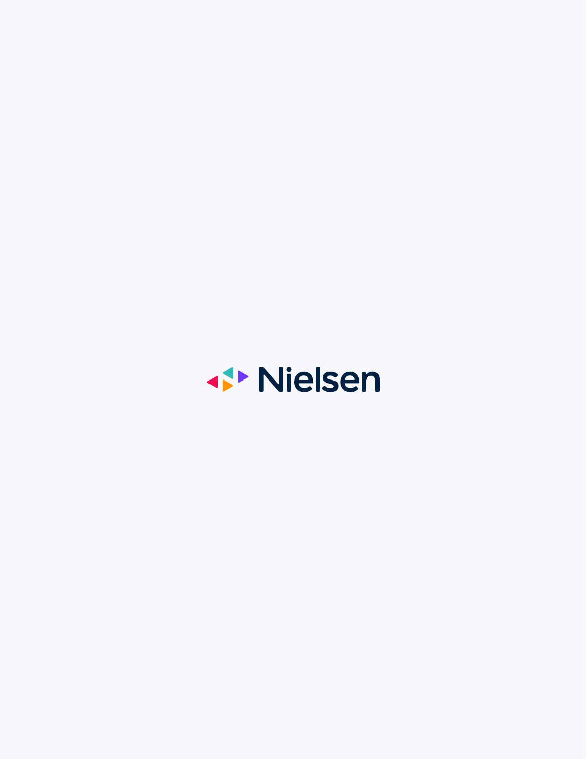Nielsen